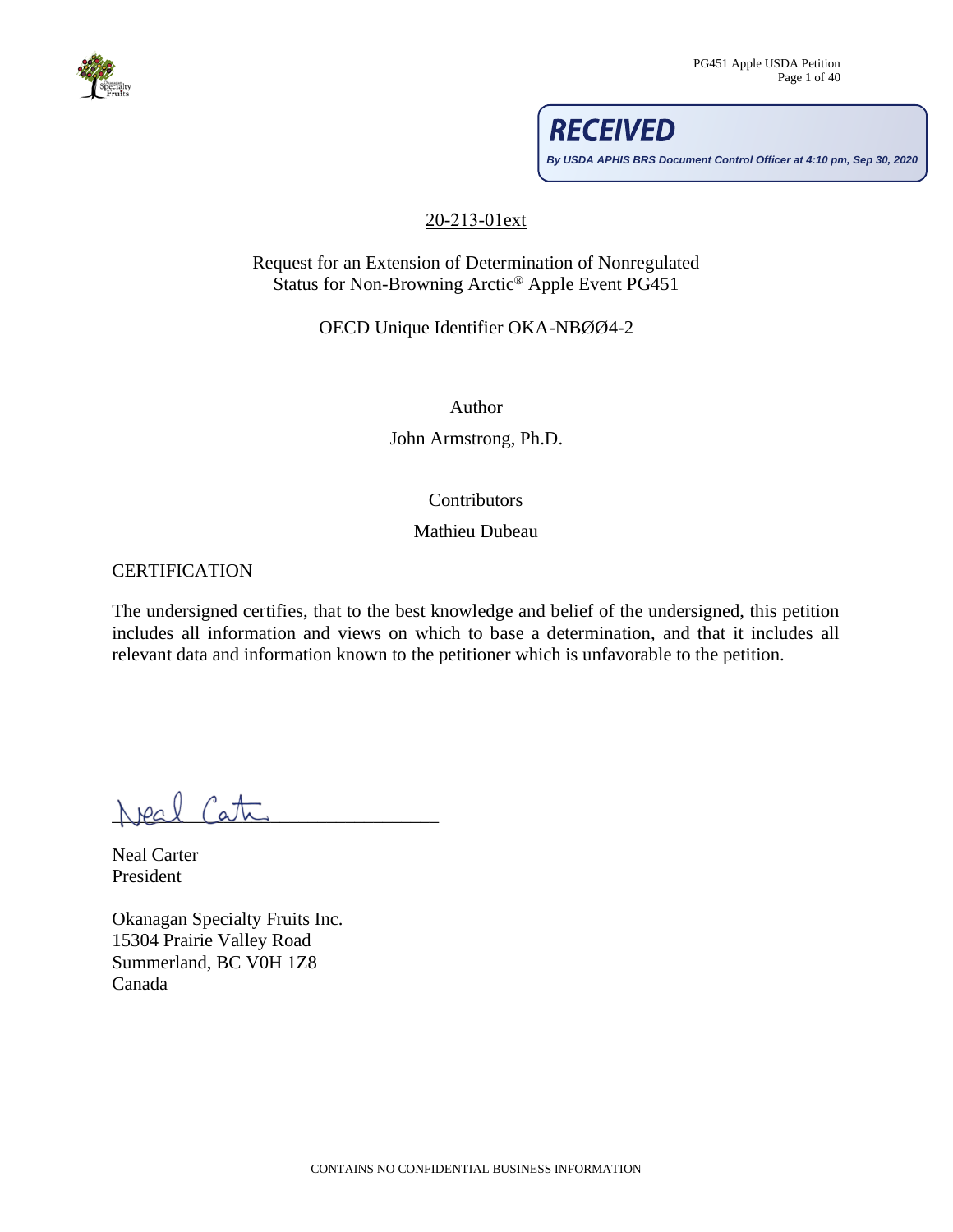**RECEIVED**

*By USDA APHIS BRS Document Control Officer at 4:10 pm, Sep 30, 2020*

20-213-01ext

Request for an Extension of Determination of Nonregulated Status for Non-Browning Arctic® Apple Event PG451

OECD Unique Identifier OKA-NBØØ4-2

Author

John Armstrong, Ph.D.

Contributors

Mathieu Dubeau

CERTIFICATION

The undersigned certifies, that to the best knowledge and belief of the undersigned, this petition includes all information and views on which to base a determination, and that it includes all relevant data and information known to the petitioner which is unfavorable to the petition.

Neal Carter
President

Okanagan Specialty Fruits Inc.
15304 Prairie Valley Road
Summerland, BC V0H 1Z8
Canada

CONTAINS NO CONFIDENTIAL BUSINESS INFORMATION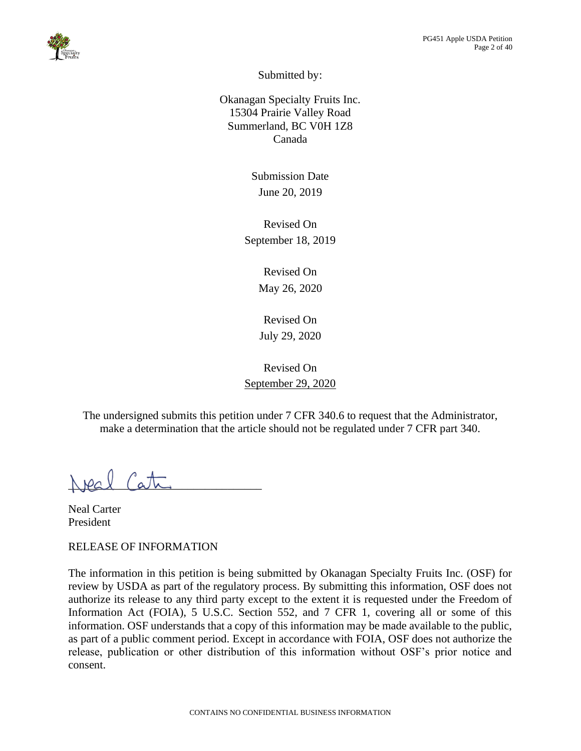Submitted by:

Okanagan Specialty Fruits Inc.
15304 Prairie Valley Road
Summerland, BC V0H 1Z8
Canada

Submission Date
June 20, 2019

Revised On
September 18, 2019

Revised On
May 26, 2020

Revised On
July 29, 2020

Revised On
September 29, 2020

The undersigned submits this petition under 7 CFR 340.6 to request that the Administrator, make a determination that the article should not be regulated under 7 CFR part 340.

Neal Carter
President

RELEASE OF INFORMATION

The information in this petition is being submitted by Okanagan Specialty Fruits Inc. (OSF) for review by USDA as part of the regulatory process. By submitting this information, OSF does not authorize its release to any third party except to the extent it is requested under the Freedom of Information Act (FOIA), 5 U.S.C. Section 552, and 7 CFR 1, covering all or some of this information. OSF understands that a copy of this information may be made available to the public, as part of a public comment period. Except in accordance with FOIA, OSF does not authorize the release, publication or other distribution of this information without OSF's prior notice and consent.

CONTAINS NO CONFIDENTIAL BUSINESS INFORMATION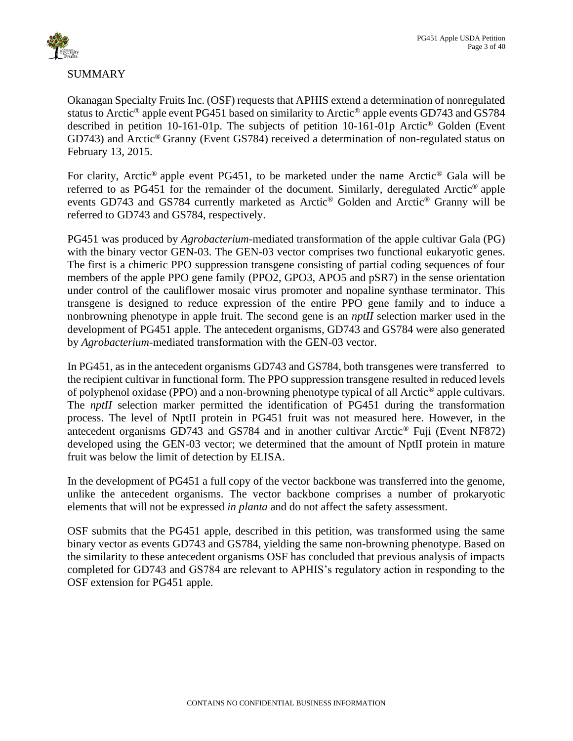# SUMMARY

Okanagan Specialty Fruits Inc. (OSF) requests that APHIS extend a determination of nonregulated status to Arctic® apple event PG451 based on similarity to Arctic® apple events GD743 and GS784 described in petition 10-161-01p. The subjects of petition 10-161-01p Arctic® Golden (Event GD743) and Arctic® Granny (Event GS784) received a determination of non-regulated status on February 13, 2015.

For clarity, Arctic® apple event PG451, to be marketed under the name Arctic® Gala will be referred to as PG451 for the remainder of the document. Similarly, deregulated Arctic® apple events GD743 and GS784 currently marketed as Arctic® Golden and Arctic® Granny will be referred to GD743 and GS784, respectively.

PG451 was produced by *Agrobacterium*-mediated transformation of the apple cultivar Gala (PG) with the binary vector GEN-03. The GEN-03 vector comprises two functional eukaryotic genes. The first is a chimeric PPO suppression transgene consisting of partial coding sequences of four members of the apple PPO gene family (PPO2, GPO3, APO5 and pSR7) in the sense orientation under control of the cauliflower mosaic virus promoter and nopaline synthase terminator. This transgene is designed to reduce expression of the entire PPO gene family and to induce a nonbrowning phenotype in apple fruit. The second gene is an *nptII* selection marker used in the development of PG451 apple. The antecedent organisms, GD743 and GS784 were also generated by *Agrobacterium*-mediated transformation with the GEN-03 vector.

In PG451, as in the antecedent organisms GD743 and GS784, both transgenes were transferred to the recipient cultivar in functional form. The PPO suppression transgene resulted in reduced levels of polyphenol oxidase (PPO) and a non-browning phenotype typical of all Arctic® apple cultivars. The *nptII* selection marker permitted the identification of PG451 during the transformation process. The level of NptII protein in PG451 fruit was not measured here. However, in the antecedent organisms GD743 and GS784 and in another cultivar Arctic® Fuji (Event NF872) developed using the GEN-03 vector; we determined that the amount of NptII protein in mature fruit was below the limit of detection by ELISA.

In the development of PG451 a full copy of the vector backbone was transferred into the genome, unlike the antecedent organisms. The vector backbone comprises a number of prokaryotic elements that will not be expressed *in planta* and do not affect the safety assessment.

OSF submits that the PG451 apple, described in this petition, was transformed using the same binary vector as events GD743 and GS784, yielding the same non-browning phenotype. Based on the similarity to these antecedent organisms OSF has concluded that previous analysis of impacts completed for GD743 and GS784 are relevant to APHIS's regulatory action in responding to the OSF extension for PG451 apple.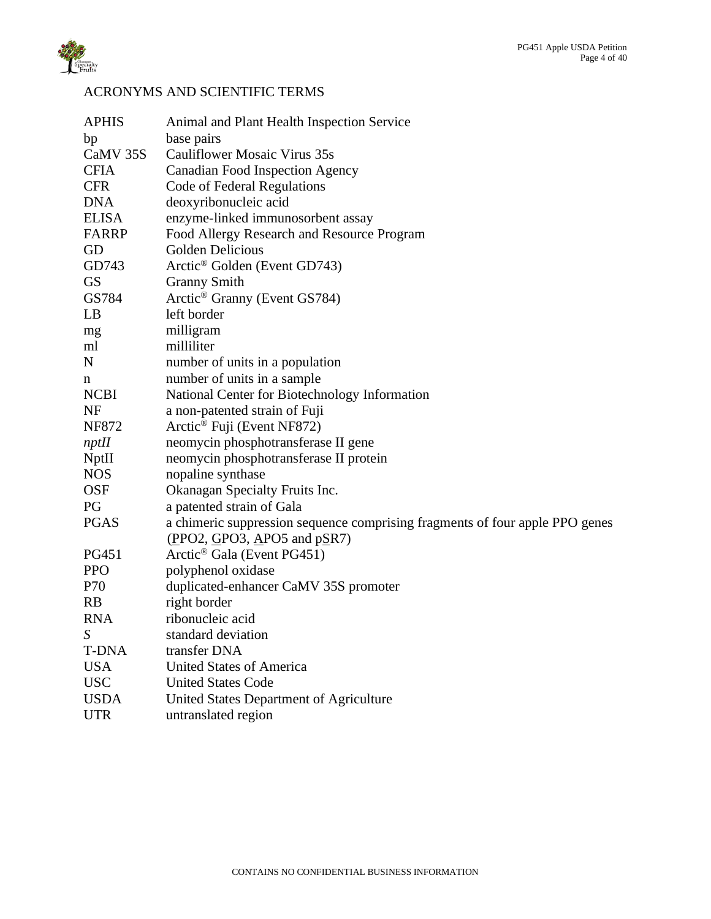## ACRONYMS AND SCIENTIFIC TERMS

| | |
|---|---|
| APHIS | Animal and Plant Health Inspection Service |
| bp | base pairs |
| CaMV 35S | Cauliflower Mosaic Virus 35s |
| CFIA | Canadian Food Inspection Agency |
| CFR | Code of Federal Regulations |
| DNA | deoxyribonucleic acid |
| ELISA | enzyme-linked immunosorbent assay |
| FARRP | Food Allergy Research and Resource Program |
| GD | Golden Delicious |
| GD743 | Arctic® Golden (Event GD743) |
| GS | Granny Smith |
| GS784 | Arctic® Granny (Event GS784) |
| LB | left border |
| mg | milligram |
| ml | milliliter |
| N | number of units in a population |
| n | number of units in a sample |
| NCBI | National Center for Biotechnology Information |
| NF | a non-patented strain of Fuji |
| NF872 | Arctic® Fuji (Event NF872) |
| *nptII* | neomycin phosphotransferase II gene |
| NptII | neomycin phosphotransferase II protein |
| NOS | nopaline synthase |
| OSF | Okanagan Specialty Fruits Inc. |
| PG | a patented strain of Gala |
| PGAS | a chimeric suppression sequence comprising fragments of four apple PPO genes (PPO2, GPO3, APO5 and pSR7) |
| PG451 | Arctic® Gala (Event PG451) |
| PPO | polyphenol oxidase |
| P70 | duplicated-enhancer CaMV 35S promoter |
| RB | right border |
| RNA | ribonucleic acid |
| *S* | standard deviation |
| T-DNA | transfer DNA |
| USA | United States of America |
| USC | United States Code |
| USDA | United States Department of Agriculture |
| UTR | untranslated region |

CONTAINS NO CONFIDENTIAL BUSINESS INFORMATION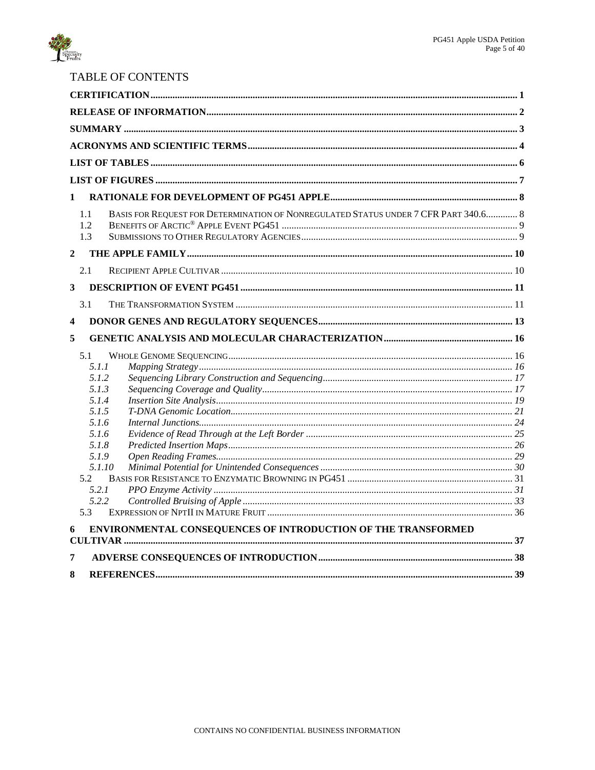# TABLE OF CONTENTS

**CERTIFICATION** ..... 1

**RELEASE OF INFORMATION** ..... 2

**SUMMARY** ..... 3

**ACRONYMS AND SCIENTIFIC TERMS** ..... 4

**LIST OF TABLES** ..... 6

**LIST OF FIGURES** ..... 7

**1 RATIONALE FOR DEVELOPMENT OF PG451 APPLE** ..... 8

- 1.1 BASIS FOR REQUEST FOR DETERMINATION OF NONREGULATED STATUS UNDER 7 CFR PART 340.6 ..... 8
- 1.2 BENEFITS OF ARCTIC® APPLE EVENT PG451 ..... 9
- 1.3 SUBMISSIONS TO OTHER REGULATORY AGENCIES ..... 9

**2 THE APPLE FAMILY** ..... 10

- 2.1 RECIPIENT APPLE CULTIVAR ..... 10

**3 DESCRIPTION OF EVENT PG451** ..... 11

- 3.1 THE TRANSFORMATION SYSTEM ..... 11

**4 DONOR GENES AND REGULATORY SEQUENCES** ..... 13

**5 GENETIC ANALYSIS AND MOLECULAR CHARACTERIZATION** ..... 16

- 5.1 WHOLE GENOME SEQUENCING ..... 16
  - *5.1.1 Mapping Strategy* ..... 16
  - *5.1.2 Sequencing Library Construction and Sequencing* ..... 17
  - *5.1.3 Sequencing Coverage and Quality* ..... 17
  - *5.1.4 Insertion Site Analysis* ..... 19
  - *5.1.5 T-DNA Genomic Location* ..... 21
  - *5.1.6 Internal Junctions* ..... 24
  - *5.1.6 Evidence of Read Through at the Left Border* ..... 25
  - *5.1.8 Predicted Insertion Maps* ..... 26
  - *5.1.9 Open Reading Frames* ..... 29
  - *5.1.10 Minimal Potential for Unintended Consequences* ..... 30
- 5.2 BASIS FOR RESISTANCE TO ENZYMATIC BROWNING IN PG451 ..... 31
  - *5.2.1 PPO Enzyme Activity* ..... 31
  - *5.2.2 Controlled Bruising of Apple* ..... 33
- 5.3 EXPRESSION OF NPTII IN MATURE FRUIT ..... 36

**6 ENVIRONMENTAL CONSEQUENCES OF INTRODUCTION OF THE TRANSFORMED CULTIVAR** ..... 37

**7 ADVERSE CONSEQUENCES OF INTRODUCTION** ..... 38

**8 REFERENCES** ..... 39

CONTAINS NO CONFIDENTIAL BUSINESS INFORMATION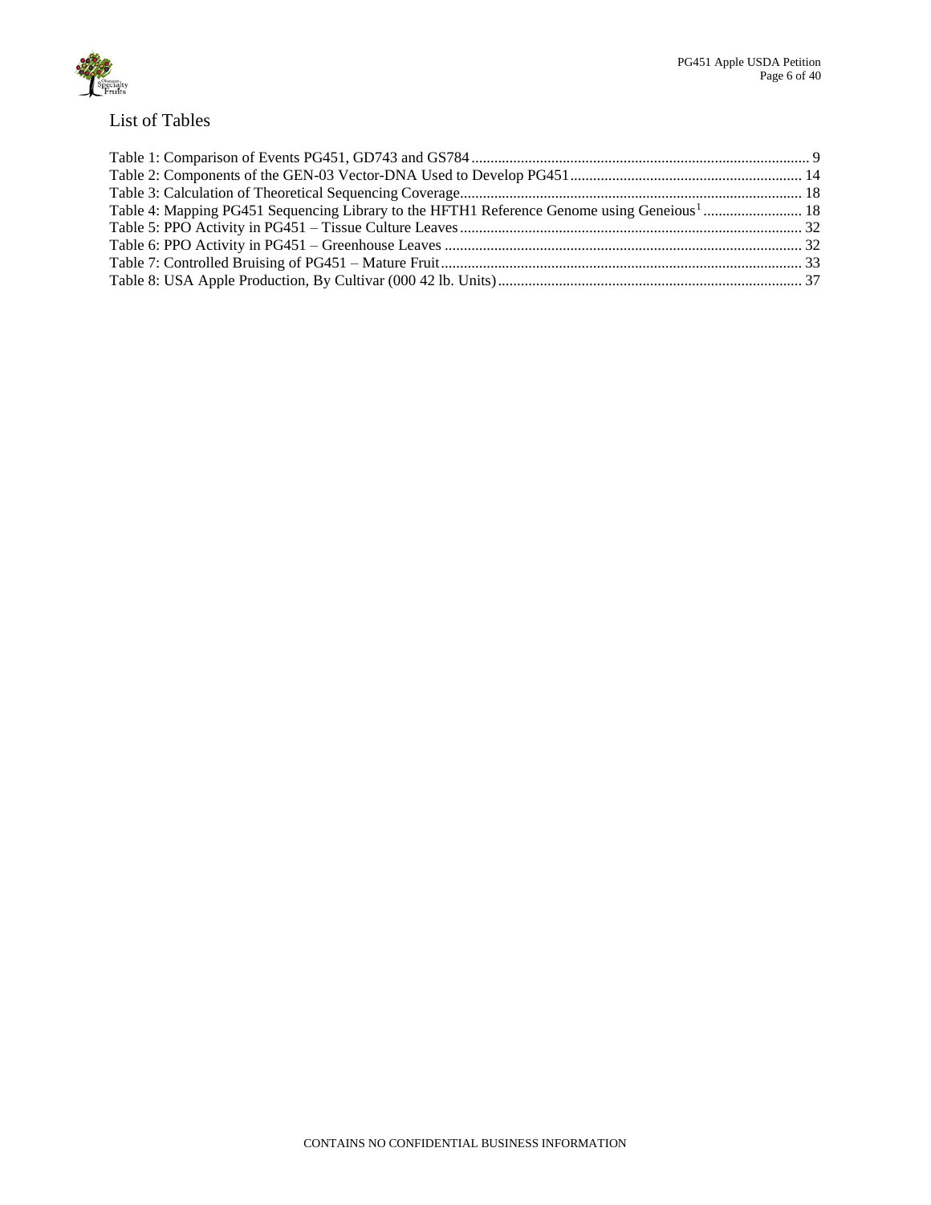## List of Tables

Table 1: Comparison of Events PG451, GD743 and GS784 ........ 9
Table 2: Components of the GEN-03 Vector-DNA Used to Develop PG451 ........ 14
Table 3: Calculation of Theoretical Sequencing Coverage ........ 18
Table 4: Mapping PG451 Sequencing Library to the HFTH1 Reference Genome using Geneious[1] ........ 18
Table 5: PPO Activity in PG451 – Tissue Culture Leaves ........ 32
Table 6: PPO Activity in PG451 – Greenhouse Leaves ........ 32
Table 7: Controlled Bruising of PG451 – Mature Fruit ........ 33
Table 8: USA Apple Production, By Cultivar (000 42 lb. Units) ........ 37

CONTAINS NO CONFIDENTIAL BUSINESS INFORMATION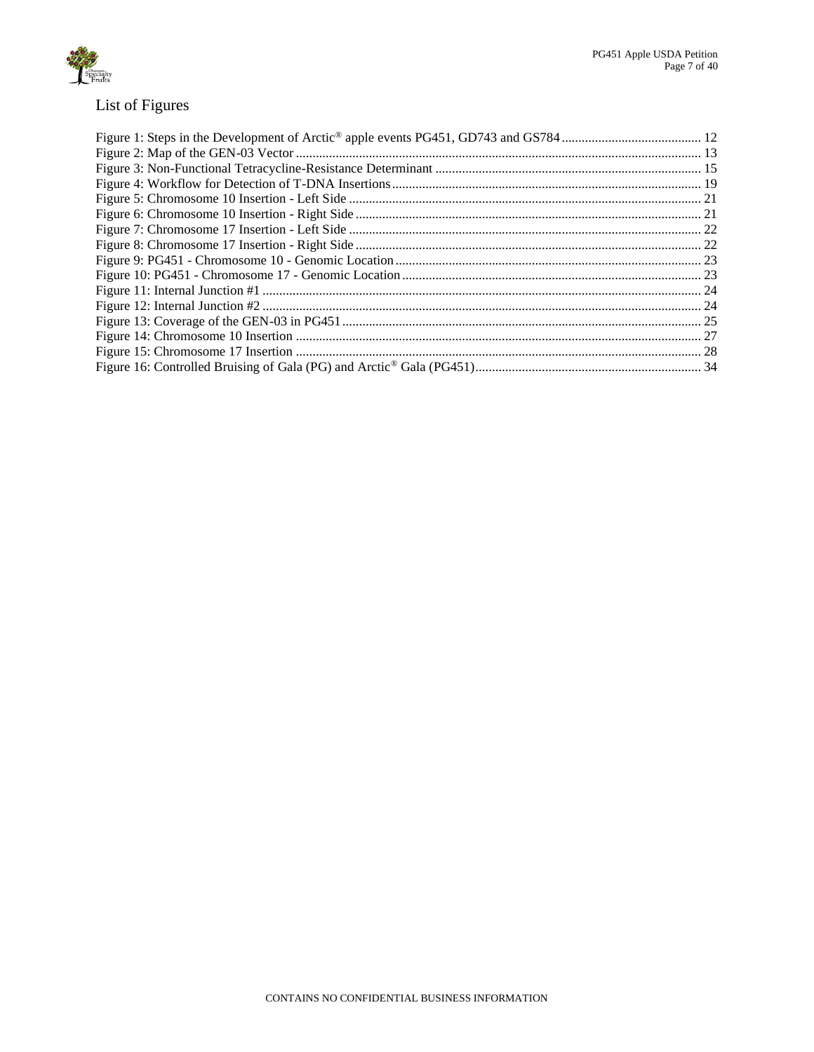## List of Figures

Figure 1: Steps in the Development of Arctic® apple events PG451, GD743 and GS784 .......... 12
Figure 2: Map of the GEN-03 Vector .......... 13
Figure 3: Non-Functional Tetracycline-Resistance Determinant .......... 15
Figure 4: Workflow for Detection of T-DNA Insertions .......... 19
Figure 5: Chromosome 10 Insertion - Left Side .......... 21
Figure 6: Chromosome 10 Insertion - Right Side .......... 21
Figure 7: Chromosome 17 Insertion - Left Side .......... 22
Figure 8: Chromosome 17 Insertion - Right Side .......... 22
Figure 9: PG451 - Chromosome 10 - Genomic Location .......... 23
Figure 10: PG451 - Chromosome 17 - Genomic Location .......... 23
Figure 11: Internal Junction #1 .......... 24
Figure 12: Internal Junction #2 .......... 24
Figure 13: Coverage of the GEN-03 in PG451 .......... 25
Figure 14: Chromosome 10 Insertion .......... 27
Figure 15: Chromosome 17 Insertion .......... 28
Figure 16: Controlled Bruising of Gala (PG) and Arctic® Gala (PG451) .......... 34

CONTAINS NO CONFIDENTIAL BUSINESS INFORMATION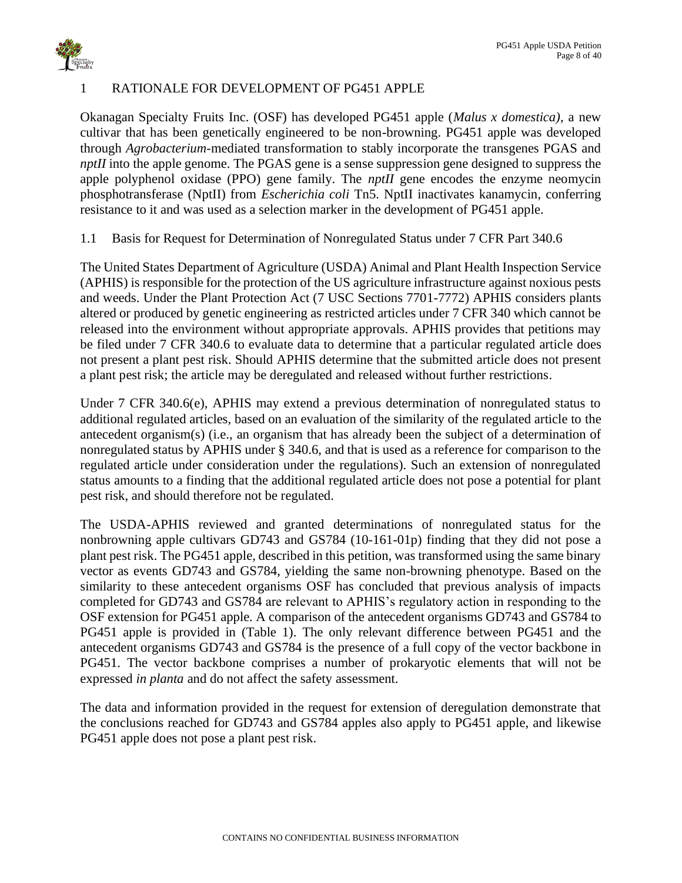# 1 RATIONALE FOR DEVELOPMENT OF PG451 APPLE

Okanagan Specialty Fruits Inc. (OSF) has developed PG451 apple (*Malus x domestica)*, a new cultivar that has been genetically engineered to be non-browning. PG451 apple was developed through *Agrobacterium*-mediated transformation to stably incorporate the transgenes PGAS and *nptII* into the apple genome. The PGAS gene is a sense suppression gene designed to suppress the apple polyphenol oxidase (PPO) gene family. The *nptII* gene encodes the enzyme neomycin phosphotransferase (NptII) from *Escherichia coli* Tn5. NptII inactivates kanamycin, conferring resistance to it and was used as a selection marker in the development of PG451 apple.

## 1.1 Basis for Request for Determination of Nonregulated Status under 7 CFR Part 340.6

The United States Department of Agriculture (USDA) Animal and Plant Health Inspection Service (APHIS) is responsible for the protection of the US agriculture infrastructure against noxious pests and weeds. Under the Plant Protection Act (7 USC Sections 7701-7772) APHIS considers plants altered or produced by genetic engineering as restricted articles under 7 CFR 340 which cannot be released into the environment without appropriate approvals. APHIS provides that petitions may be filed under 7 CFR 340.6 to evaluate data to determine that a particular regulated article does not present a plant pest risk. Should APHIS determine that the submitted article does not present a plant pest risk; the article may be deregulated and released without further restrictions.

Under 7 CFR 340.6(e), APHIS may extend a previous determination of nonregulated status to additional regulated articles, based on an evaluation of the similarity of the regulated article to the antecedent organism(s) (i.e., an organism that has already been the subject of a determination of nonregulated status by APHIS under § 340.6, and that is used as a reference for comparison to the regulated article under consideration under the regulations). Such an extension of nonregulated status amounts to a finding that the additional regulated article does not pose a potential for plant pest risk, and should therefore not be regulated.

The USDA-APHIS reviewed and granted determinations of nonregulated status for the nonbrowning apple cultivars GD743 and GS784 (10-161-01p) finding that they did not pose a plant pest risk. The PG451 apple, described in this petition, was transformed using the same binary vector as events GD743 and GS784, yielding the same non-browning phenotype. Based on the similarity to these antecedent organisms OSF has concluded that previous analysis of impacts completed for GD743 and GS784 are relevant to APHIS's regulatory action in responding to the OSF extension for PG451 apple. A comparison of the antecedent organisms GD743 and GS784 to PG451 apple is provided in (Table 1). The only relevant difference between PG451 and the antecedent organisms GD743 and GS784 is the presence of a full copy of the vector backbone in PG451. The vector backbone comprises a number of prokaryotic elements that will not be expressed *in planta* and do not affect the safety assessment.

The data and information provided in the request for extension of deregulation demonstrate that the conclusions reached for GD743 and GS784 apples also apply to PG451 apple, and likewise PG451 apple does not pose a plant pest risk.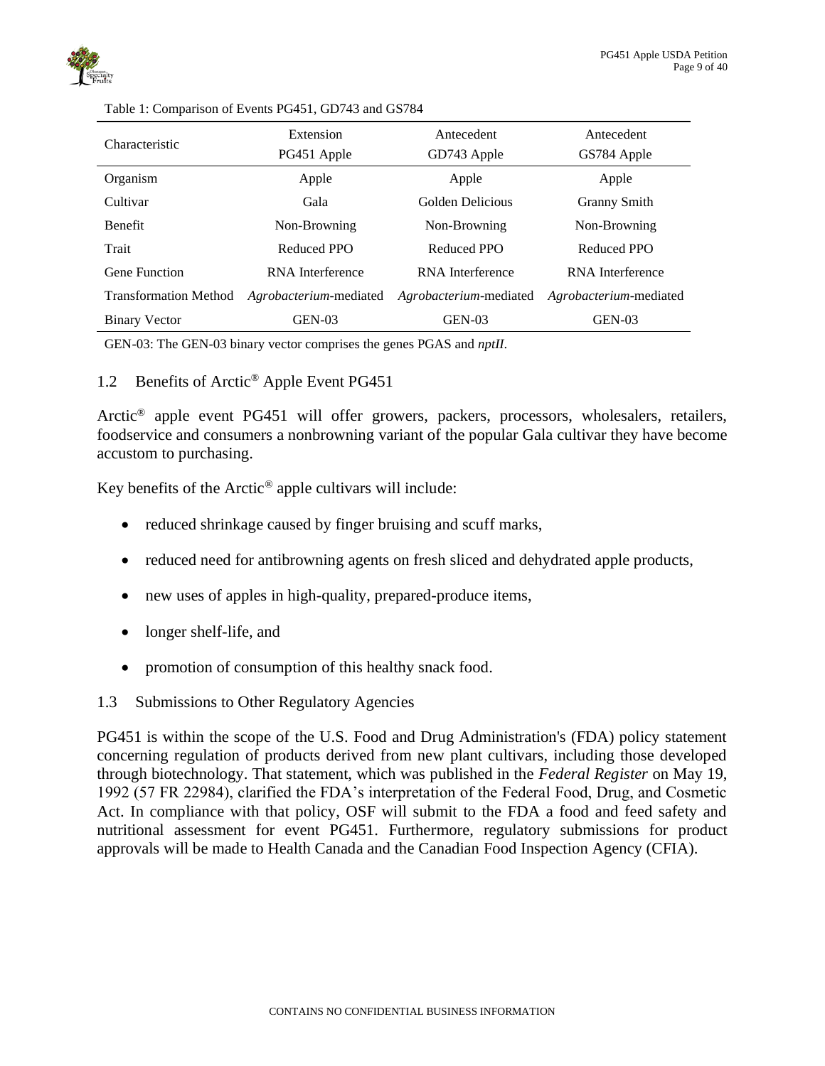Table 1: Comparison of Events PG451, GD743 and GS784

| Characteristic | Extension<br>PG451 Apple | Antecedent<br>GD743 Apple | Antecedent<br>GS784 Apple |
|---|---|---|---|
| Organism | Apple | Apple | Apple |
| Cultivar | Gala | Golden Delicious | Granny Smith |
| Benefit | Non-Browning | Non-Browning | Non-Browning |
| Trait | Reduced PPO | Reduced PPO | Reduced PPO |
| Gene Function | RNA Interference | RNA Interference | RNA Interference |
| Transformation Method | *Agrobacterium*-mediated | *Agrobacterium*-mediated | *Agrobacterium*-mediated |
| Binary Vector | GEN-03 | GEN-03 | GEN-03 |

GEN-03: The GEN-03 binary vector comprises the genes PGAS and *nptII*.

## 1.2 Benefits of Arctic® Apple Event PG451

Arctic® apple event PG451 will offer growers, packers, processors, wholesalers, retailers, foodservice and consumers a nonbrowning variant of the popular Gala cultivar they have become accustom to purchasing.

Key benefits of the Arctic® apple cultivars will include:

- reduced shrinkage caused by finger bruising and scuff marks,
- reduced need for antibrowning agents on fresh sliced and dehydrated apple products,
- new uses of apples in high-quality, prepared-produce items,
- longer shelf-life, and
- promotion of consumption of this healthy snack food.

## 1.3 Submissions to Other Regulatory Agencies

PG451 is within the scope of the U.S. Food and Drug Administration's (FDA) policy statement concerning regulation of products derived from new plant cultivars, including those developed through biotechnology. That statement, which was published in the *Federal Register* on May 19, 1992 (57 FR 22984), clarified the FDA's interpretation of the Federal Food, Drug, and Cosmetic Act. In compliance with that policy, OSF will submit to the FDA a food and feed safety and nutritional assessment for event PG451. Furthermore, regulatory submissions for product approvals will be made to Health Canada and the Canadian Food Inspection Agency (CFIA).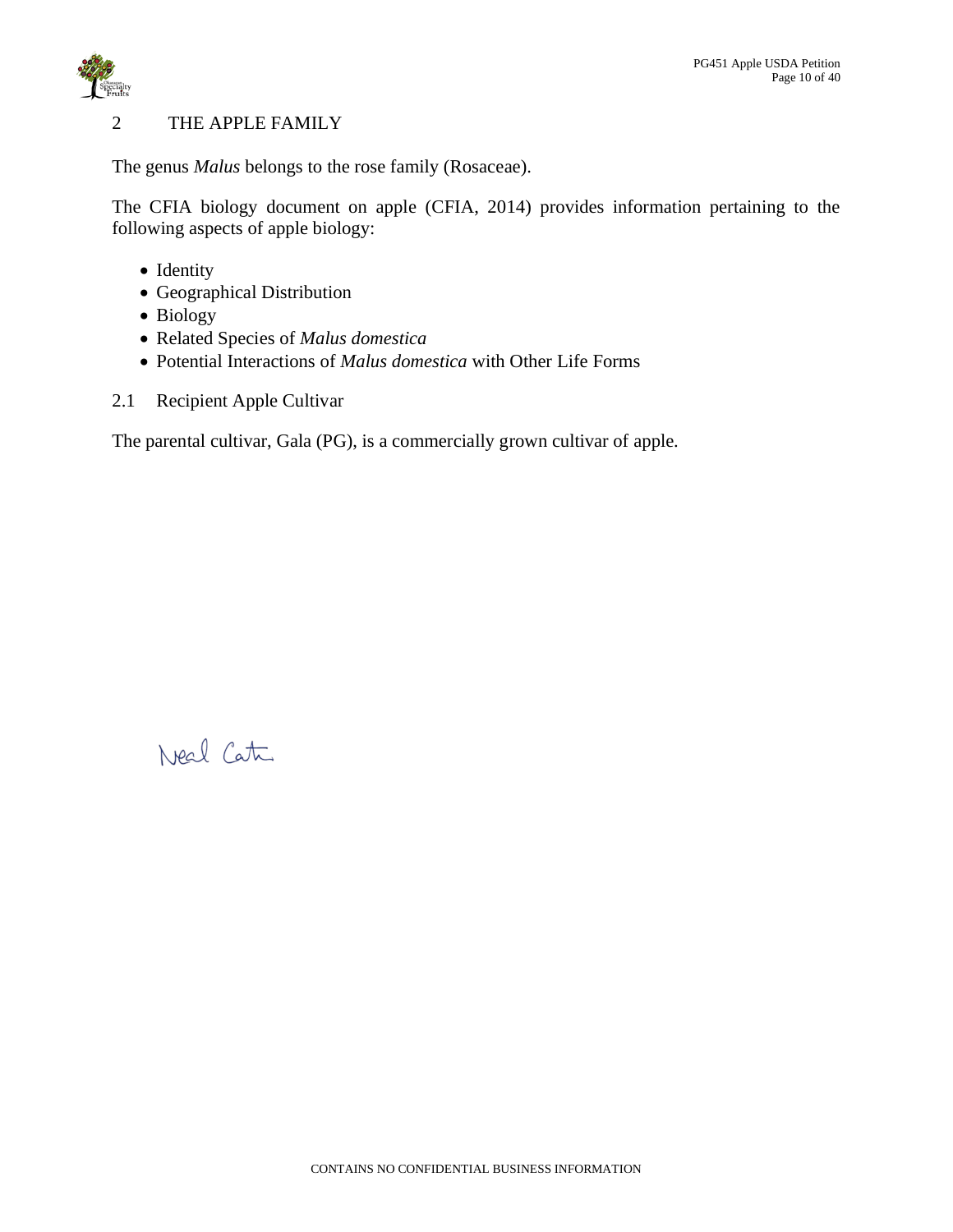## 2 THE APPLE FAMILY

The genus *Malus* belongs to the rose family (Rosaceae).

The CFIA biology document on apple (CFIA, 2014) provides information pertaining to the following aspects of apple biology:

- Identity
- Geographical Distribution
- Biology
- Related Species of *Malus domestica*
- Potential Interactions of *Malus domestica* with Other Life Forms

### 2.1 Recipient Apple Cultivar

The parental cultivar, Gala (PG), is a commercially grown cultivar of apple.

Neal Carter

CONTAINS NO CONFIDENTIAL BUSINESS INFORMATION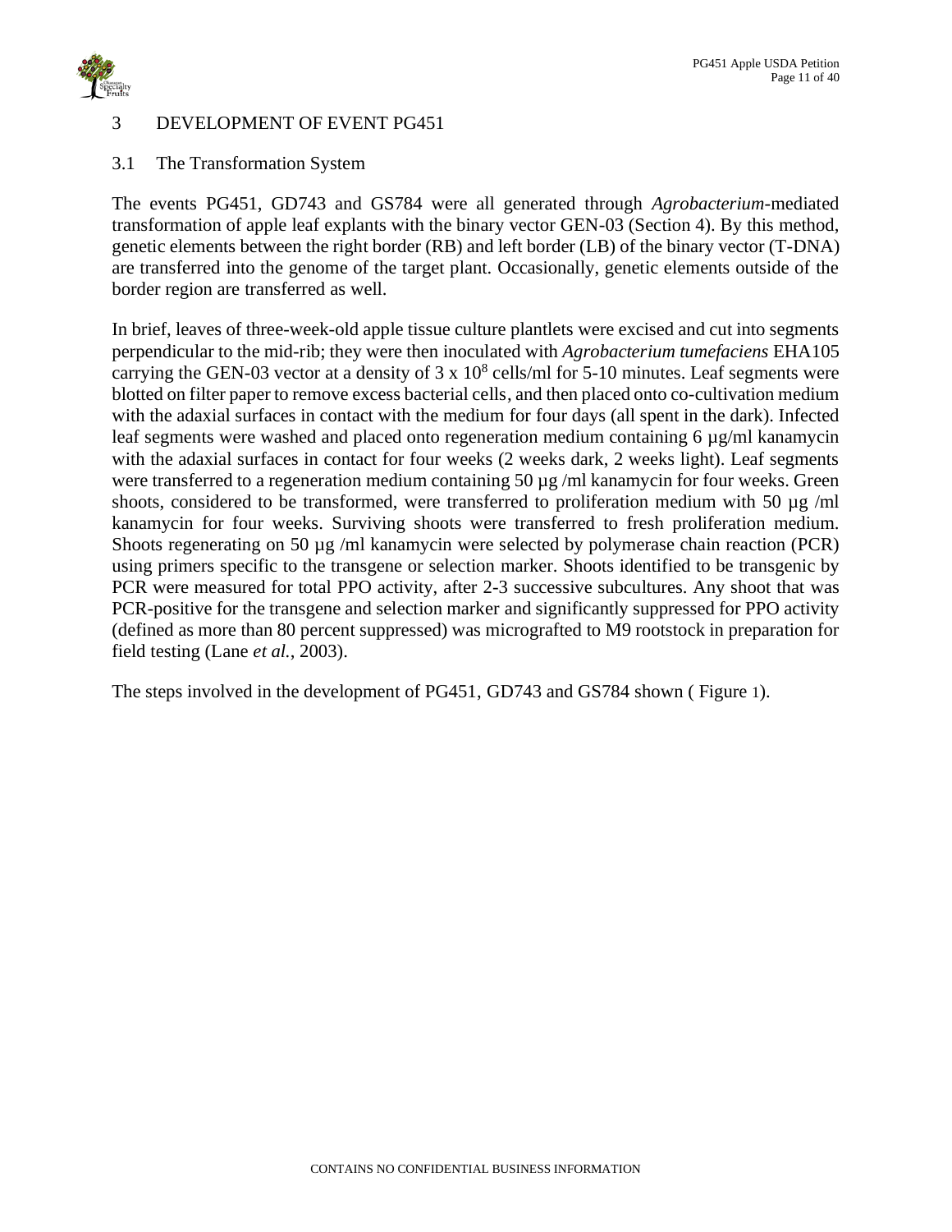# 3 DEVELOPMENT OF EVENT PG451

## 3.1 The Transformation System

The events PG451, GD743 and GS784 were all generated through *Agrobacterium*-mediated transformation of apple leaf explants with the binary vector GEN-03 (Section 4). By this method, genetic elements between the right border (RB) and left border (LB) of the binary vector (T-DNA) are transferred into the genome of the target plant. Occasionally, genetic elements outside of the border region are transferred as well.

In brief, leaves of three-week-old apple tissue culture plantlets were excised and cut into segments perpendicular to the mid-rib; they were then inoculated with *Agrobacterium tumefaciens* EHA105 carrying the GEN-03 vector at a density of $3 \times 10^8$ cells/ml for 5-10 minutes. Leaf segments were blotted on filter paper to remove excess bacterial cells, and then placed onto co-cultivation medium with the adaxial surfaces in contact with the medium for four days (all spent in the dark). Infected leaf segments were washed and placed onto regeneration medium containing 6 µg/ml kanamycin with the adaxial surfaces in contact for four weeks (2 weeks dark, 2 weeks light). Leaf segments were transferred to a regeneration medium containing 50 µg /ml kanamycin for four weeks. Green shoots, considered to be transformed, were transferred to proliferation medium with 50 µg /ml kanamycin for four weeks. Surviving shoots were transferred to fresh proliferation medium. Shoots regenerating on 50 µg /ml kanamycin were selected by polymerase chain reaction (PCR) using primers specific to the transgene or selection marker. Shoots identified to be transgenic by PCR were measured for total PPO activity, after 2-3 successive subcultures. Any shoot that was PCR-positive for the transgene and selection marker and significantly suppressed for PPO activity (defined as more than 80 percent suppressed) was micrografted to M9 rootstock in preparation for field testing (Lane *et al.*, 2003).

The steps involved in the development of PG451, GD743 and GS784 shown ( Figure 1).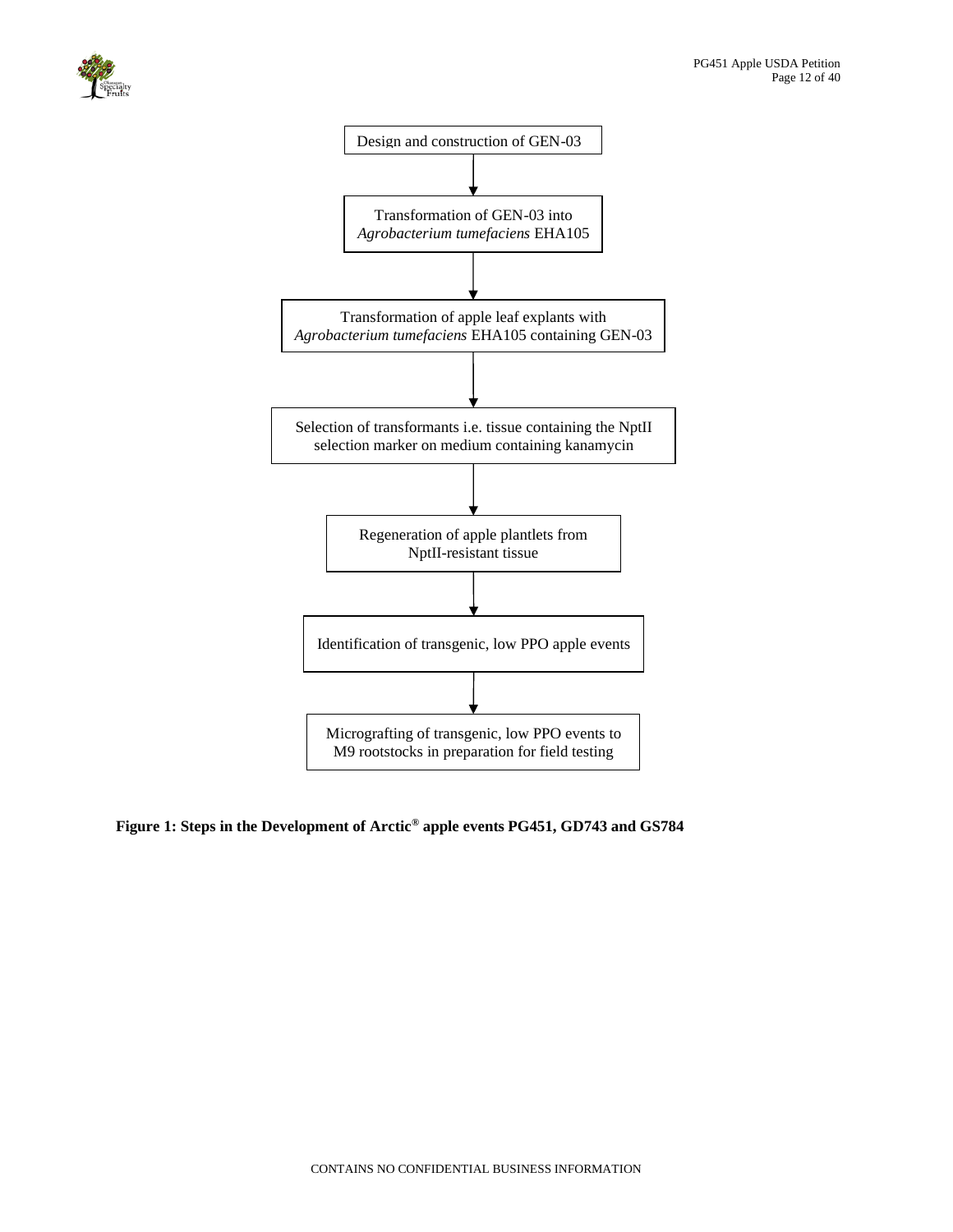Design and construction of GEN-03

↓

Transformation of GEN-03 into *Agrobacterium tumefaciens* EHA105

↓

Transformation of apple leaf explants with *Agrobacterium tumefaciens* EHA105 containing GEN-03

↓

Selection of transformants i.e. tissue containing the NptII selection marker on medium containing kanamycin

↓

Regeneration of apple plantlets from NptII-resistant tissue

↓

Identification of transgenic, low PPO apple events

↓

Micrografting of transgenic, low PPO events to M9 rootstocks in preparation for field testing

**Figure 1: Steps in the Development of Arctic® apple events PG451, GD743 and GS784**

CONTAINS NO CONFIDENTIAL BUSINESS INFORMATION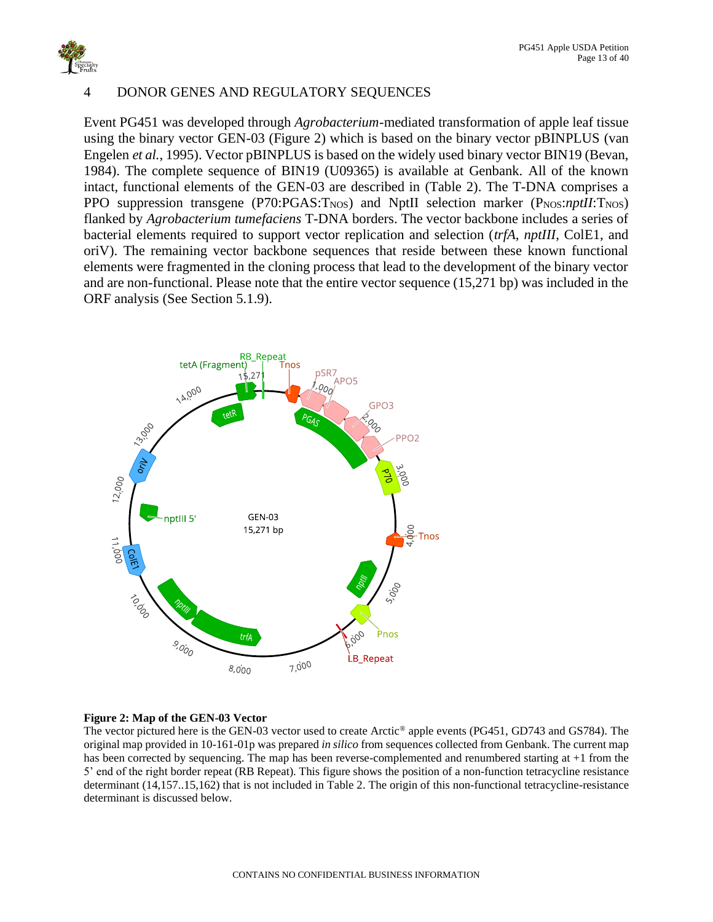## 4 DONOR GENES AND REGULATORY SEQUENCES

Event PG451 was developed through *Agrobacterium*-mediated transformation of apple leaf tissue using the binary vector GEN-03 (Figure 2) which is based on the binary vector pBINPLUS (van Engelen *et al.*, 1995). Vector pBINPLUS is based on the widely used binary vector BIN19 (Bevan, 1984). The complete sequence of BIN19 (U09365) is available at Genbank. All of the known intact, functional elements of the GEN-03 are described in (Table 2). The T-DNA comprises a PPO suppression transgene (P70:PGAS:$T_{NOS}$) and NptII selection marker ($P_{NOS}$:*nptII*:$T_{NOS}$) flanked by *Agrobacterium tumefaciens* T-DNA borders. The vector backbone includes a series of bacterial elements required to support vector replication and selection (*trfA*, *nptIII*, ColE1, and oriV). The remaining vector backbone sequences that reside between these known functional elements were fragmented in the cloning process that lead to the development of the binary vector and are non-functional. Please note that the entire vector sequence (15,271 bp) was included in the ORF analysis (See Section 5.1.9).

**Figure 2: Map of the GEN-03 Vector**

The vector pictured here is the GEN-03 vector used to create Arctic® apple events (PG451, GD743 and GS784). The original map provided in 10-161-01p was prepared *in silico* from sequences collected from Genbank. The current map has been corrected by sequencing. The map has been reverse-complemented and renumbered starting at +1 from the 5' end of the right border repeat (RB Repeat). This figure shows the position of a non-function tetracycline resistance determinant (14,157..15,162) that is not included in Table 2. The origin of this non-functional tetracycline-resistance determinant is discussed below.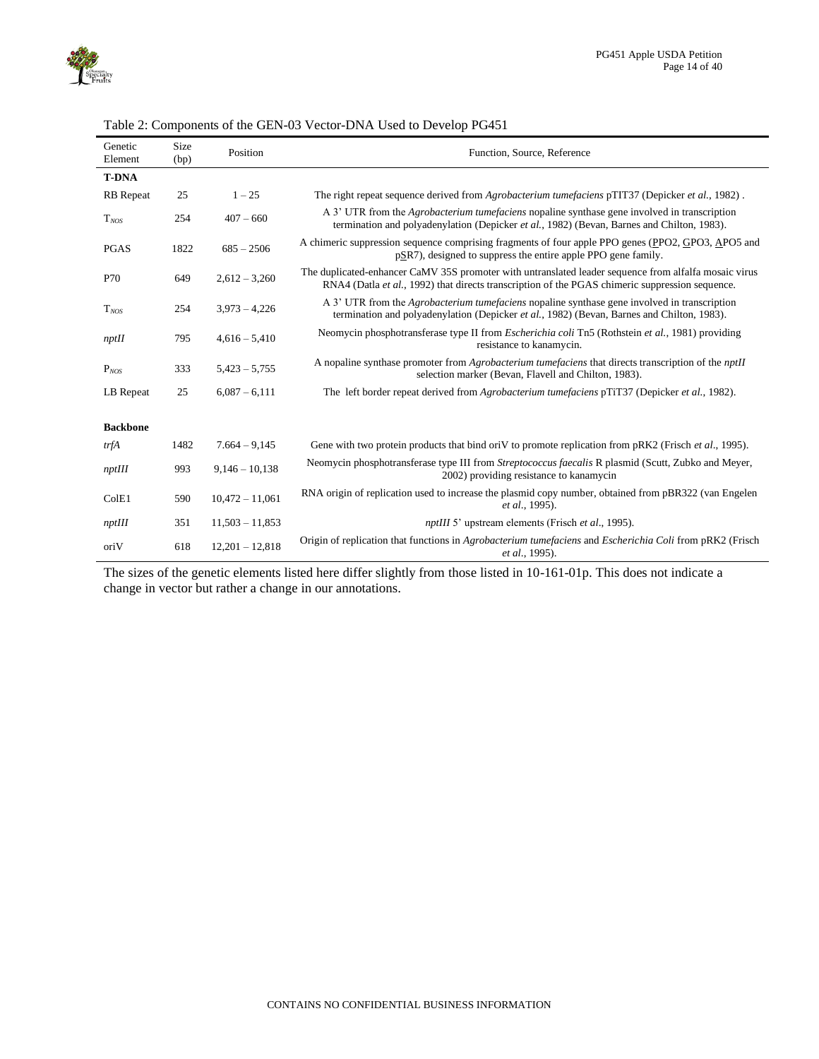Table 2: Components of the GEN-03 Vector-DNA Used to Develop PG451

| Genetic Element | Size (bp) | Position | Function, Source, Reference |
|---|---|---|---|
| **T-DNA** | | | |
| RB Repeat | 25 | 1 – 25 | The right repeat sequence derived from *Agrobacterium tumefaciens* pTIT37 (Depicker *et al.*, 1982) . |
| $T_{NOS}$ | 254 | 407 – 660 | A 3' UTR from the *Agrobacterium tumefaciens* nopaline synthase gene involved in transcription termination and polyadenylation (Depicker *et al.*, 1982) (Bevan, Barnes and Chilton, 1983). |
| PGAS | 1822 | 685 – 2506 | A chimeric suppression sequence comprising fragments of four apple PPO genes (PPO2, GPO3, APO5 and pSR7), designed to suppress the entire apple PPO gene family. |
| P70 | 649 | 2,612 – 3,260 | The duplicated-enhancer CaMV 35S promoter with untranslated leader sequence from alfalfa mosaic virus RNA4 (Datla *et al.*, 1992) that directs transcription of the PGAS chimeric suppression sequence. |
| $T_{NOS}$ | 254 | 3,973 – 4,226 | A 3' UTR from the *Agrobacterium tumefaciens* nopaline synthase gene involved in transcription termination and polyadenylation (Depicker *et al.*, 1982) (Bevan, Barnes and Chilton, 1983). |
| *nptII* | 795 | 4,616 – 5,410 | Neomycin phosphotransferase type II from *Escherichia coli* Tn5 (Rothstein *et al.*, 1981) providing resistance to kanamycin. |
| $P_{NOS}$ | 333 | 5,423 – 5,755 | A nopaline synthase promoter from *Agrobacterium tumefaciens* that directs transcription of the *nptII* selection marker (Bevan, Flavell and Chilton, 1983). |
| LB Repeat | 25 | 6,087 – 6,111 | The left border repeat derived from *Agrobacterium tumefaciens* pTiT37 (Depicker *et al.*, 1982). |
| **Backbone** | | | |
| *trfA* | 1482 | 7.664 – 9,145 | Gene with two protein products that bind oriV to promote replication from pRK2 (Frisch *et al*., 1995). |
| *nptIII* | 993 | 9,146 – 10,138 | Neomycin phosphotransferase type III from *Streptococcus faecalis* R plasmid (Scutt, Zubko and Meyer, 2002) providing resistance to kanamycin |
| ColE1 | 590 | 10,472 – 11,061 | RNA origin of replication used to increase the plasmid copy number, obtained from pBR322 (van Engelen *et al*., 1995). |
| *nptIII* | 351 | 11,503 – 11,853 | *nptIII* 5' upstream elements (Frisch *et al*., 1995). |
| oriV | 618 | 12,201 – 12,818 | Origin of replication that functions in *Agrobacterium tumefaciens* and *Escherichia Coli* from pRK2 (Frisch *et al*., 1995). |

The sizes of the genetic elements listed here differ slightly from those listed in 10-161-01p. This does not indicate a change in vector but rather a change in our annotations.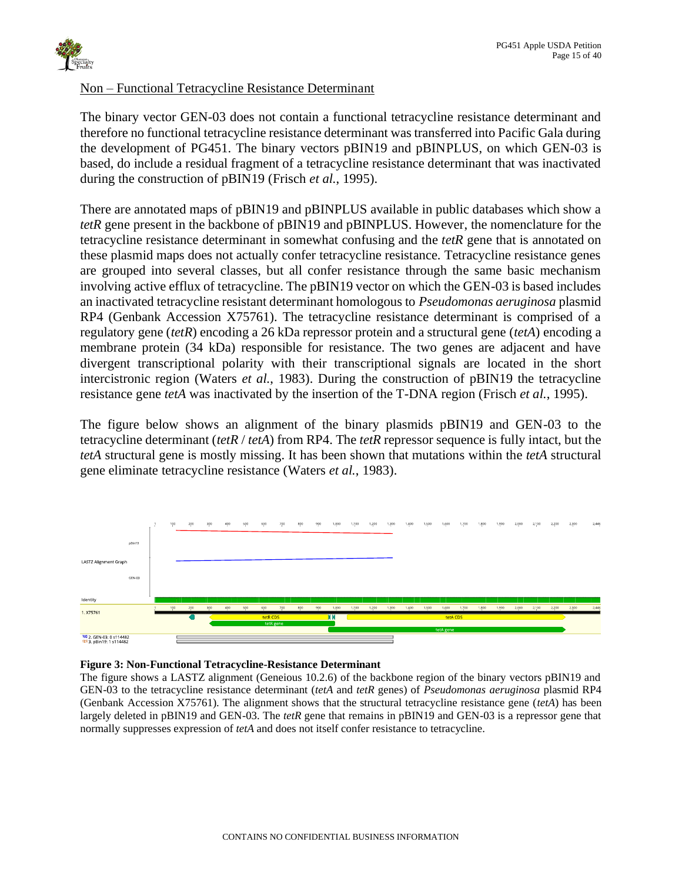Non – Functional Tetracycline Resistance Determinant

The binary vector GEN-03 does not contain a functional tetracycline resistance determinant and therefore no functional tetracycline resistance determinant was transferred into Pacific Gala during the development of PG451. The binary vectors pBIN19 and pBINPLUS, on which GEN-03 is based, do include a residual fragment of a tetracycline resistance determinant that was inactivated during the construction of pBIN19 (Frisch *et al.*, 1995).

There are annotated maps of pBIN19 and pBINPLUS available in public databases which show a *tetR* gene present in the backbone of pBIN19 and pBINPLUS. However, the nomenclature for the tetracycline resistance determinant in somewhat confusing and the *tetR* gene that is annotated on these plasmid maps does not actually confer tetracycline resistance. Tetracycline resistance genes are grouped into several classes, but all confer resistance through the same basic mechanism involving active efflux of tetracycline. The pBIN19 vector on which the GEN-03 is based includes an inactivated tetracycline resistant determinant homologous to *Pseudomonas aeruginosa* plasmid RP4 (Genbank Accession X75761). The tetracycline resistance determinant is comprised of a regulatory gene (*tetR*) encoding a 26 kDa repressor protein and a structural gene (*tetA*) encoding a membrane protein (34 kDa) responsible for resistance. The two genes are adjacent and have divergent transcriptional polarity with their transcriptional signals are located in the short intercistronic region (Waters *et al.*, 1983). During the construction of pBIN19 the tetracycline resistance gene *tetA* was inactivated by the insertion of the T-DNA region (Frisch *et al.*, 1995).

The figure below shows an alignment of the binary plasmids pBIN19 and GEN-03 to the tetracycline determinant (*tetR* / *tetA*) from RP4. The *tetR* repressor sequence is fully intact, but the *tetA* structural gene is mostly missing. It has been shown that mutations within the *tetA* structural gene eliminate tetracycline resistance (Waters *et al.*, 1983).

**Figure 3: Non-Functional Tetracycline-Resistance Determinant**

The figure shows a LASTZ alignment (Geneious 10.2.6) of the backbone region of the binary vectors pBIN19 and GEN-03 to the tetracycline resistance determinant (*tetA* and *tetR* genes) of *Pseudomonas aeruginosa* plasmid RP4 (Genbank Accession X75761). The alignment shows that the structural tetracycline resistance gene (*tetA*) has been largely deleted in pBIN19 and GEN-03. The *tetR* gene that remains in pBIN19 and GEN-03 is a repressor gene that normally suppresses expression of *tetA* and does not itself confer resistance to tetracycline.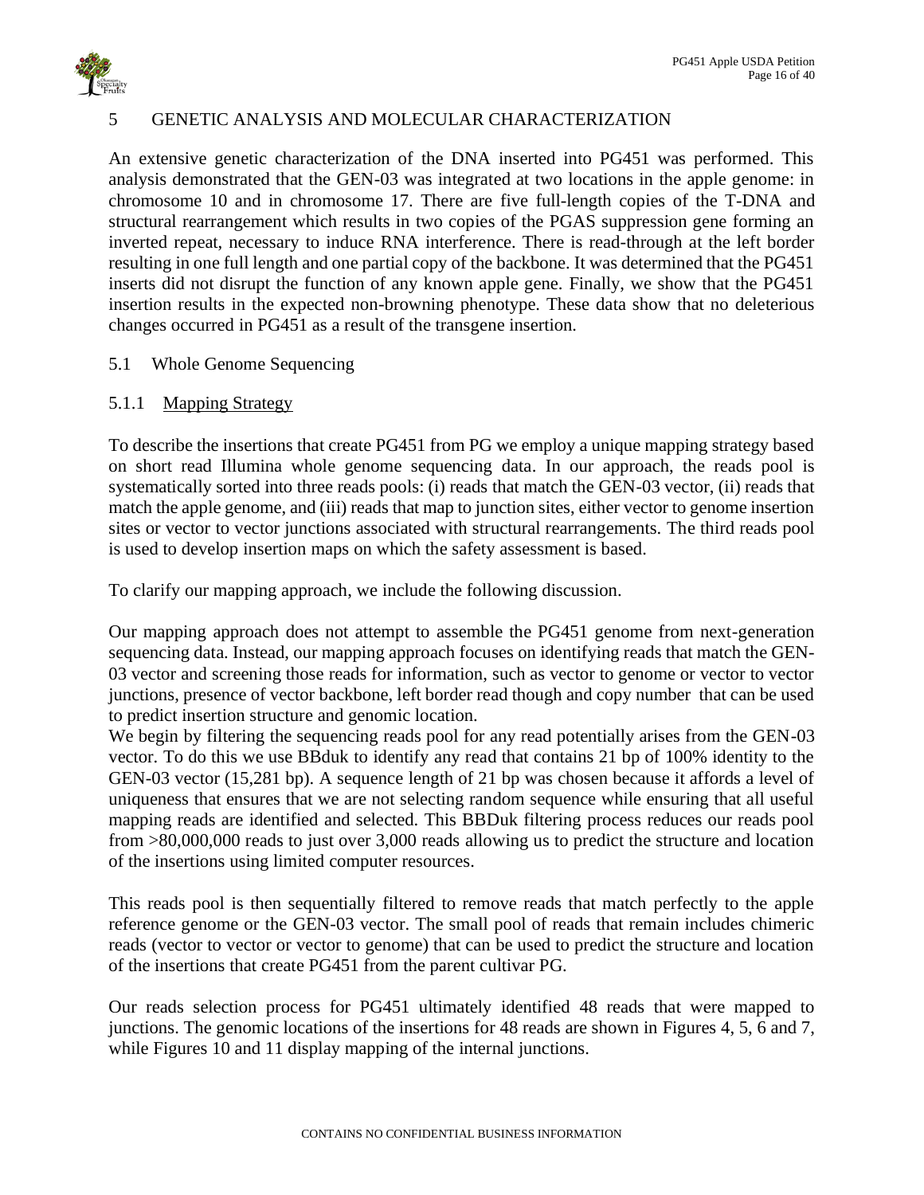# 5 GENETIC ANALYSIS AND MOLECULAR CHARACTERIZATION

An extensive genetic characterization of the DNA inserted into PG451 was performed. This analysis demonstrated that the GEN-03 was integrated at two locations in the apple genome: in chromosome 10 and in chromosome 17. There are five full-length copies of the T-DNA and structural rearrangement which results in two copies of the PGAS suppression gene forming an inverted repeat, necessary to induce RNA interference. There is read-through at the left border resulting in one full length and one partial copy of the backbone. It was determined that the PG451 inserts did not disrupt the function of any known apple gene. Finally, we show that the PG451 insertion results in the expected non-browning phenotype. These data show that no deleterious changes occurred in PG451 as a result of the transgene insertion.

## 5.1 Whole Genome Sequencing

### 5.1.1 Mapping Strategy

To describe the insertions that create PG451 from PG we employ a unique mapping strategy based on short read Illumina whole genome sequencing data. In our approach, the reads pool is systematically sorted into three reads pools: (i) reads that match the GEN-03 vector, (ii) reads that match the apple genome, and (iii) reads that map to junction sites, either vector to genome insertion sites or vector to vector junctions associated with structural rearrangements. The third reads pool is used to develop insertion maps on which the safety assessment is based.

To clarify our mapping approach, we include the following discussion.

Our mapping approach does not attempt to assemble the PG451 genome from next-generation sequencing data. Instead, our mapping approach focuses on identifying reads that match the GEN-03 vector and screening those reads for information, such as vector to genome or vector to vector junctions, presence of vector backbone, left border read though and copy number that can be used to predict insertion structure and genomic location.

We begin by filtering the sequencing reads pool for any read potentially arises from the GEN-03 vector. To do this we use BBduk to identify any read that contains 21 bp of 100% identity to the GEN-03 vector (15,281 bp). A sequence length of 21 bp was chosen because it affords a level of uniqueness that ensures that we are not selecting random sequence while ensuring that all useful mapping reads are identified and selected. This BBDuk filtering process reduces our reads pool from >80,000,000 reads to just over 3,000 reads allowing us to predict the structure and location of the insertions using limited computer resources.

This reads pool is then sequentially filtered to remove reads that match perfectly to the apple reference genome or the GEN-03 vector. The small pool of reads that remain includes chimeric reads (vector to vector or vector to genome) that can be used to predict the structure and location of the insertions that create PG451 from the parent cultivar PG.

Our reads selection process for PG451 ultimately identified 48 reads that were mapped to junctions. The genomic locations of the insertions for 48 reads are shown in Figures 4, 5, 6 and 7, while Figures 10 and 11 display mapping of the internal junctions.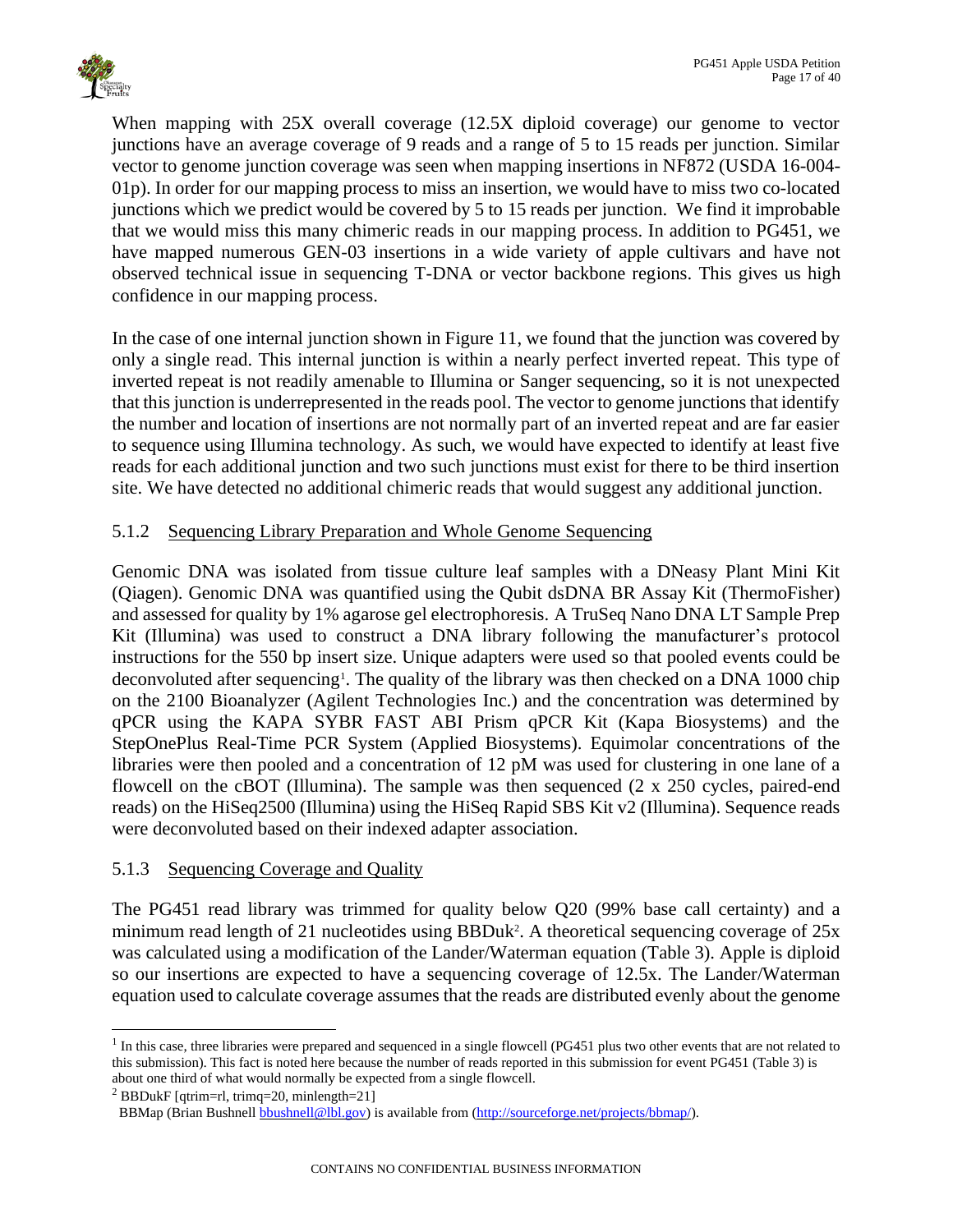When mapping with 25X overall coverage (12.5X diploid coverage) our genome to vector junctions have an average coverage of 9 reads and a range of 5 to 15 reads per junction. Similar vector to genome junction coverage was seen when mapping insertions in NF872 (USDA 16-004-01p). In order for our mapping process to miss an insertion, we would have to miss two co-located junctions which we predict would be covered by 5 to 15 reads per junction. We find it improbable that we would miss this many chimeric reads in our mapping process. In addition to PG451, we have mapped numerous GEN-03 insertions in a wide variety of apple cultivars and have not observed technical issue in sequencing T-DNA or vector backbone regions. This gives us high confidence in our mapping process.

In the case of one internal junction shown in Figure 11, we found that the junction was covered by only a single read. This internal junction is within a nearly perfect inverted repeat. This type of inverted repeat is not readily amenable to Illumina or Sanger sequencing, so it is not unexpected that this junction is underrepresented in the reads pool. The vector to genome junctions that identify the number and location of insertions are not normally part of an inverted repeat and are far easier to sequence using Illumina technology. As such, we would have expected to identify at least five reads for each additional junction and two such junctions must exist for there to be third insertion site. We have detected no additional chimeric reads that would suggest any additional junction.

### 5.1.2 Sequencing Library Preparation and Whole Genome Sequencing

Genomic DNA was isolated from tissue culture leaf samples with a DNeasy Plant Mini Kit (Qiagen). Genomic DNA was quantified using the Qubit dsDNA BR Assay Kit (ThermoFisher) and assessed for quality by 1% agarose gel electrophoresis. A TruSeq Nano DNA LT Sample Prep Kit (Illumina) was used to construct a DNA library following the manufacturer's protocol instructions for the 550 bp insert size. Unique adapters were used so that pooled events could be deconvoluted after sequencing[1]. The quality of the library was then checked on a DNA 1000 chip on the 2100 Bioanalyzer (Agilent Technologies Inc.) and the concentration was determined by qPCR using the KAPA SYBR FAST ABI Prism qPCR Kit (Kapa Biosystems) and the StepOnePlus Real-Time PCR System (Applied Biosystems). Equimolar concentrations of the libraries were then pooled and a concentration of 12 pM was used for clustering in one lane of a flowcell on the cBOT (Illumina). The sample was then sequenced (2 x 250 cycles, paired-end reads) on the HiSeq2500 (Illumina) using the HiSeq Rapid SBS Kit v2 (Illumina). Sequence reads were deconvoluted based on their indexed adapter association.

### 5.1.3 Sequencing Coverage and Quality

The PG451 read library was trimmed for quality below Q20 (99% base call certainty) and a minimum read length of 21 nucleotides using BBDuk[2]. A theoretical sequencing coverage of 25x was calculated using a modification of the Lander/Waterman equation (Table 3). Apple is diploid so our insertions are expected to have a sequencing coverage of 12.5x. The Lander/Waterman equation used to calculate coverage assumes that the reads are distributed evenly about the genome

---

[1] In this case, three libraries were prepared and sequenced in a single flowcell (PG451 plus two other events that are not related to this submission). This fact is noted here because the number of reads reported in this submission for event PG451 (Table 3) is about one third of what would normally be expected from a single flowcell.

[2] BBDukF [qtrim=rl, trimq=20, minlength=21]
BBMap (Brian Bushnell bbushnell@lbl.gov) is available from (http://sourceforge.net/projects/bbmap/).

CONTAINS NO CONFIDENTIAL BUSINESS INFORMATION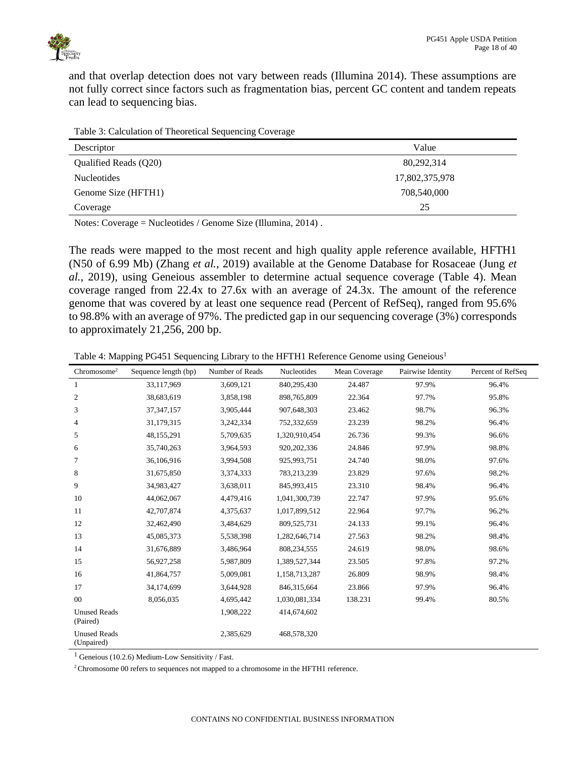and that overlap detection does not vary between reads (Illumina 2014). These assumptions are not fully correct since factors such as fragmentation bias, percent GC content and tandem repeats can lead to sequencing bias.

Table 3: Calculation of Theoretical Sequencing Coverage

| Descriptor | Value |
|---|---|
| Qualified Reads (Q20) | 80,292,314 |
| Nucleotides | 17,802,375,978 |
| Genome Size (HFTH1) | 708,540,000 |
| Coverage | 25 |

Notes: Coverage = Nucleotides / Genome Size (Illumina, 2014) .

The reads were mapped to the most recent and high quality apple reference available, HFTH1 (N50 of 6.99 Mb) (Zhang *et al.*, 2019) available at the Genome Database for Rosaceae (Jung *et al.*, 2019), using Geneious assembler to determine actual sequence coverage (Table 4). Mean coverage ranged from 22.4x to 27.6x with an average of 24.3x. The amount of the reference genome that was covered by at least one sequence read (Percent of RefSeq), ranged from 95.6% to 98.8% with an average of 97%. The predicted gap in our sequencing coverage (3%) corresponds to approximately 21,256, 200 bp.

Table 4: Mapping PG451 Sequencing Library to the HFTH1 Reference Genome using Geneious[1]

| Chromosome[2] | Sequence length (bp) | Number of Reads | Nucleotides | Mean Coverage | Pairwise Identity | Percent of RefSeq |
|---|---|---|---|---|---|---|
| 1 | 33,117,969 | 3,609,121 | 840,295,430 | 24.487 | 97.9% | 96.4% |
| 2 | 38,683,619 | 3,858,198 | 898,765,809 | 22.364 | 97.7% | 95.8% |
| 3 | 37,347,157 | 3,905,444 | 907,648,303 | 23.462 | 98.7% | 96.3% |
| 4 | 31,179,315 | 3,242,334 | 752,332,659 | 23.239 | 98.2% | 96.4% |
| 5 | 48,155,291 | 5,709,635 | 1,320,910,454 | 26.736 | 99.3% | 96.6% |
| 6 | 35,740,263 | 3,964,593 | 920,202,336 | 24.846 | 97.9% | 98.8% |
| 7 | 36,106,916 | 3,994,508 | 925,993,751 | 24.740 | 98.0% | 97.6% |
| 8 | 31,675,850 | 3,374,333 | 783,213,239 | 23.829 | 97.6% | 98.2% |
| 9 | 34,983,427 | 3,638,011 | 845,993,415 | 23.310 | 98.4% | 96.4% |
| 10 | 44,062,067 | 4,479,416 | 1,041,300,739 | 22.747 | 97.9% | 95.6% |
| 11 | 42,707,874 | 4,375,637 | 1,017,899,512 | 22.964 | 97.7% | 96.2% |
| 12 | 32,462,490 | 3,484,629 | 809,525,731 | 24.133 | 99.1% | 96.4% |
| 13 | 45,085,373 | 5,538,398 | 1,282,646,714 | 27.563 | 98.2% | 98.4% |
| 14 | 31,676,889 | 3,486,964 | 808,234,555 | 24.619 | 98.0% | 98.6% |
| 15 | 56,927,258 | 5,987,809 | 1,389,527,344 | 23.505 | 97.8% | 97.2% |
| 16 | 41,864,757 | 5,009,081 | 1,158,713,287 | 26.809 | 98.9% | 98.4% |
| 17 | 34,174,699 | 3,644,928 | 846,315,664 | 23.866 | 97.9% | 96.4% |
| 00 | 8,056,035 | 4,695,442 | 1,030,081,334 | 138.231 | 99.4% | 80.5% |
| Unused Reads (Paired) | | 1,908,222 | 414,674,602 | | | |
| Unused Reads (Unpaired) | | 2,385,629 | 468,578,320 | | | |

[1] Geneious (10.2.6) Medium-Low Sensitivity / Fast.

[2] Chromosome 00 refers to sequences not mapped to a chromosome in the HFTH1 reference.

CONTAINS NO CONFIDENTIAL BUSINESS INFORMATION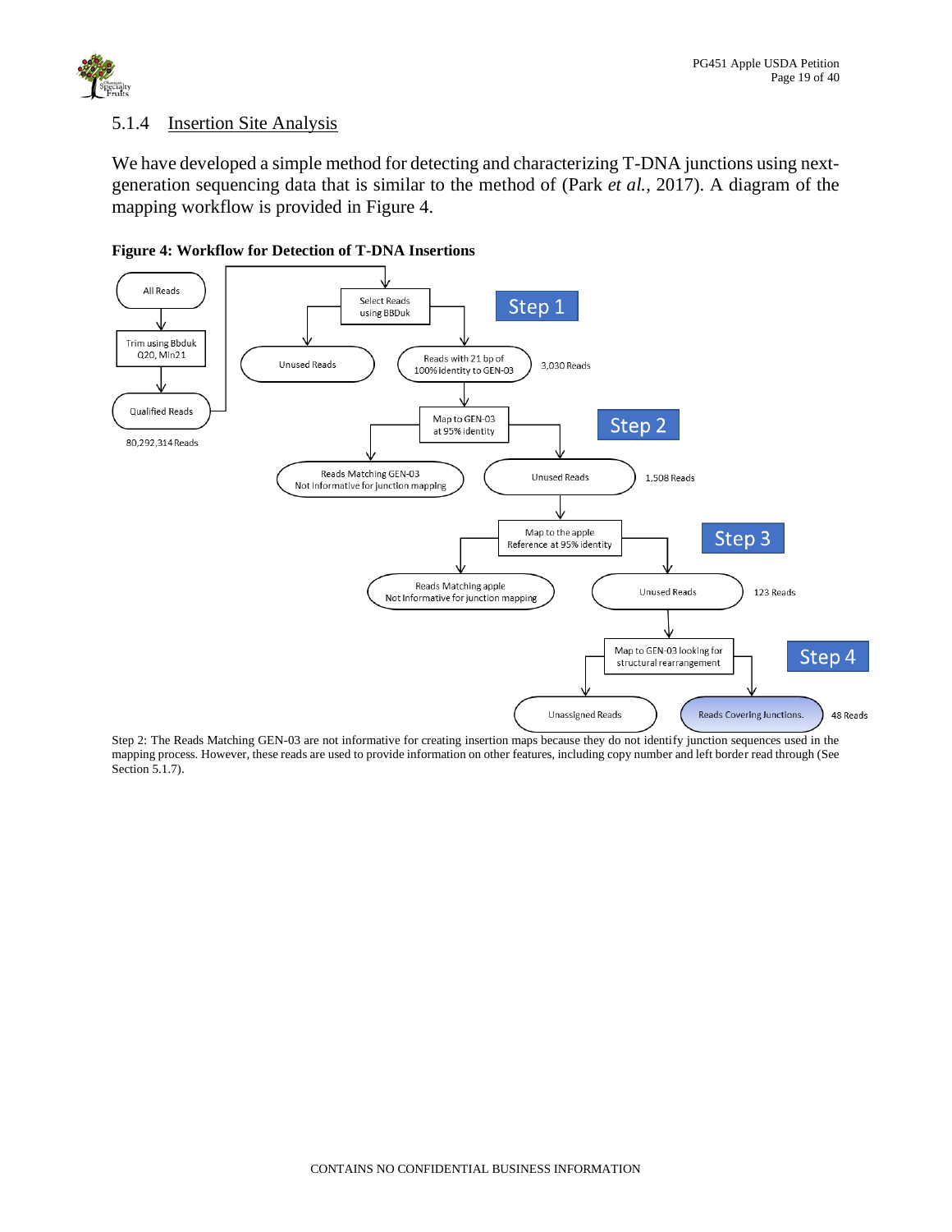### 5.1.4 Insertion Site Analysis

We have developed a simple method for detecting and characterizing T-DNA junctions using next-generation sequencing data that is similar to the method of (Park *et al.*, 2017). A diagram of the mapping workflow is provided in Figure 4.

**Figure 4: Workflow for Detection of T-DNA Insertions**

All Reads → Trim using Bbduk Q20, Min21 → Qualified Reads (80,292,314 Reads)

Step 1: Select Reads using BBDuk → Unused Reads / Reads with 21 bp of 100% identity to GEN-03 (3,030 Reads)

Step 2: Map to GEN-03 at 95% identity → Reads Matching GEN-03 Not Informative for junction mapping / Unused Reads (1,508 Reads)

Step 3: Map to the apple Reference at 95% identity → Reads Matching apple Not Informative for junction mapping / Unused Reads (123 Reads)

Step 4: Map to GEN-03 looking for structural rearrangement → Unassigned Reads / Reads Covering Junctions. (48 Reads)

Step 2: The Reads Matching GEN-03 are not informative for creating insertion maps because they do not identify junction sequences used in the mapping process. However, these reads are used to provide information on other features, including copy number and left border read through (See Section 5.1.7).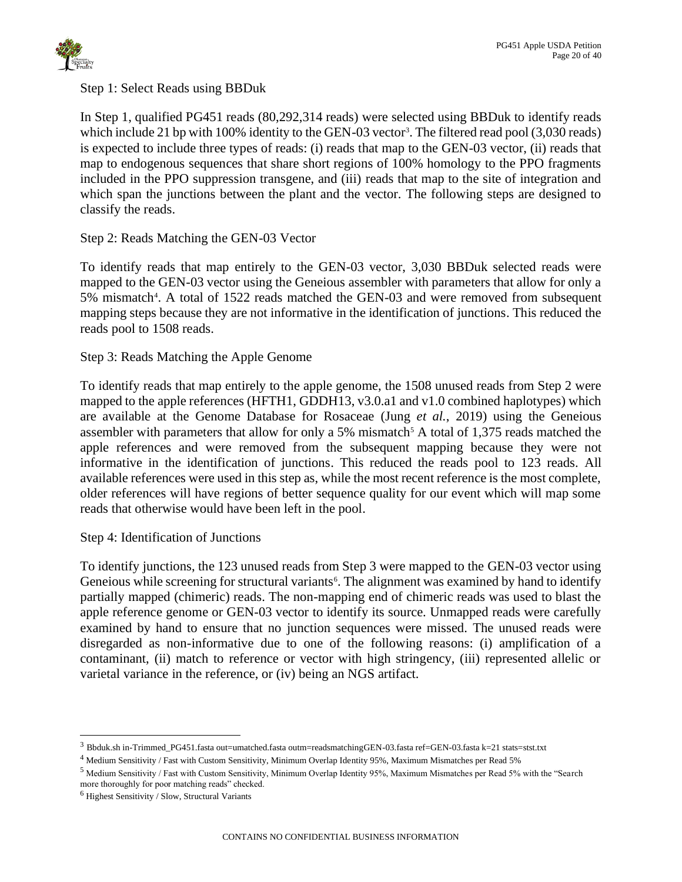Step 1: Select Reads using BBDuk

In Step 1, qualified PG451 reads (80,292,314 reads) were selected using BBDuk to identify reads which include 21 bp with 100% identity to the GEN-03 vector[3]. The filtered read pool (3,030 reads) is expected to include three types of reads: (i) reads that map to the GEN-03 vector, (ii) reads that map to endogenous sequences that share short regions of 100% homology to the PPO fragments included in the PPO suppression transgene, and (iii) reads that map to the site of integration and which span the junctions between the plant and the vector. The following steps are designed to classify the reads.

Step 2: Reads Matching the GEN-03 Vector

To identify reads that map entirely to the GEN-03 vector, 3,030 BBDuk selected reads were mapped to the GEN-03 vector using the Geneious assembler with parameters that allow for only a 5% mismatch[4]. A total of 1522 reads matched the GEN-03 and were removed from subsequent mapping steps because they are not informative in the identification of junctions. This reduced the reads pool to 1508 reads.

Step 3: Reads Matching the Apple Genome

To identify reads that map entirely to the apple genome, the 1508 unused reads from Step 2 were mapped to the apple references (HFTH1, GDDH13, v3.0.a1 and v1.0 combined haplotypes) which are available at the Genome Database for Rosaceae (Jung *et al.*, 2019) using the Geneious assembler with parameters that allow for only a 5% mismatch[5] A total of 1,375 reads matched the apple references and were removed from the subsequent mapping because they were not informative in the identification of junctions. This reduced the reads pool to 123 reads. All available references were used in this step as, while the most recent reference is the most complete, older references will have regions of better sequence quality for our event which will map some reads that otherwise would have been left in the pool.

Step 4: Identification of Junctions

To identify junctions, the 123 unused reads from Step 3 were mapped to the GEN-03 vector using Geneious while screening for structural variants[6]. The alignment was examined by hand to identify partially mapped (chimeric) reads. The non-mapping end of chimeric reads was used to blast the apple reference genome or GEN-03 vector to identify its source. Unmapped reads were carefully examined by hand to ensure that no junction sequences were missed. The unused reads were disregarded as non-informative due to one of the following reasons: (i) amplification of a contaminant, (ii) match to reference or vector with high stringency, (iii) represented allelic or varietal variance in the reference, or (iv) being an NGS artifact.

---

[3] Bbduk.sh in-Trimmed_PG451.fasta out=umatched.fasta outm=readsmatchingGEN-03.fasta ref=GEN-03.fasta k=21 stats=stst.txt

[4] Medium Sensitivity / Fast with Custom Sensitivity, Minimum Overlap Identity 95%, Maximum Mismatches per Read 5%

[5] Medium Sensitivity / Fast with Custom Sensitivity, Minimum Overlap Identity 95%, Maximum Mismatches per Read 5% with the "Search more thoroughly for poor matching reads" checked.

[6] Highest Sensitivity / Slow, Structural Variants

CONTAINS NO CONFIDENTIAL BUSINESS INFORMATION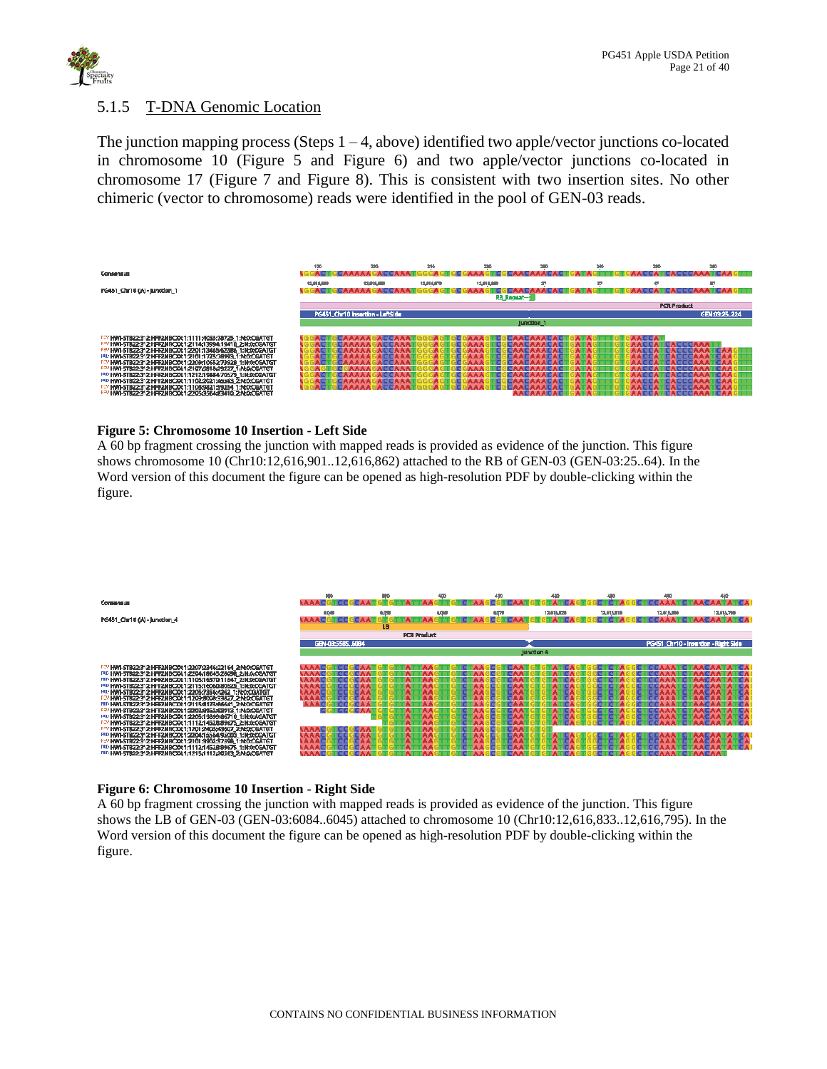### 5.1.5 T-DNA Genomic Location

The junction mapping process (Steps 1 – 4, above) identified two apple/vector junctions co-located in chromosome 10 (Figure 5 and Figure 6) and two apple/vector junctions co-located in chromosome 17 (Figure 7 and Figure 8). This is consistent with two insertion sites. No other chimeric (vector to chromosome) reads were identified in the pool of GEN-03 reads.

**Figure 5: Chromosome 10 Insertion - Left Side**

A 60 bp fragment crossing the junction with mapped reads is provided as evidence of the junction. This figure shows chromosome 10 (Chr10:12,616,901..12,616,862) attached to the RB of GEN-03 (GEN-03:25..64). In the Word version of this document the figure can be opened as high-resolution PDF by double-clicking within the figure.

**Figure 6: Chromosome 10 Insertion - Right Side**

A 60 bp fragment crossing the junction with mapped reads is provided as evidence of the junction. This figure shows the LB of GEN-03 (GEN-03:6084..6045) attached to chromosome 10 (Chr10:12,616,833..12,616,795). In the Word version of this document the figure can be opened as high-resolution PDF by double-clicking within the figure.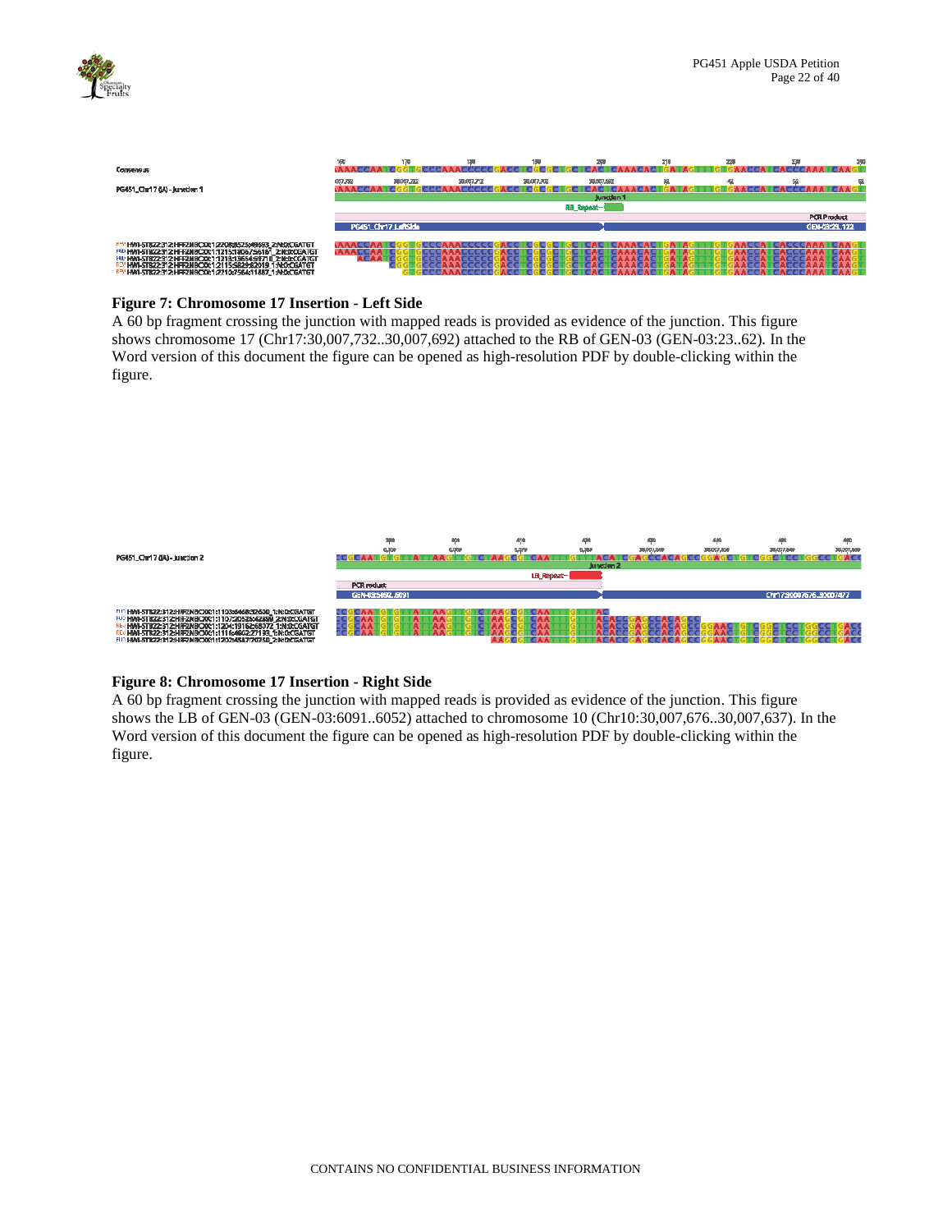**Figure 7: Chromosome 17 Insertion - Left Side**

A 60 bp fragment crossing the junction with mapped reads is provided as evidence of the junction. This figure shows chromosome 17 (Chr17:30,007,732..30,007,692) attached to the RB of GEN-03 (GEN-03:23..62). In the Word version of this document the figure can be opened as high-resolution PDF by double-clicking within the figure.

**Figure 8: Chromosome 17 Insertion - Right Side**

A 60 bp fragment crossing the junction with mapped reads is provided as evidence of the junction. This figure shows the LB of GEN-03 (GEN-03:6091..6052) attached to chromosome 10 (Chr10:30,007,676..30,007,637). In the Word version of this document the figure can be opened as high-resolution PDF by double-clicking within the figure.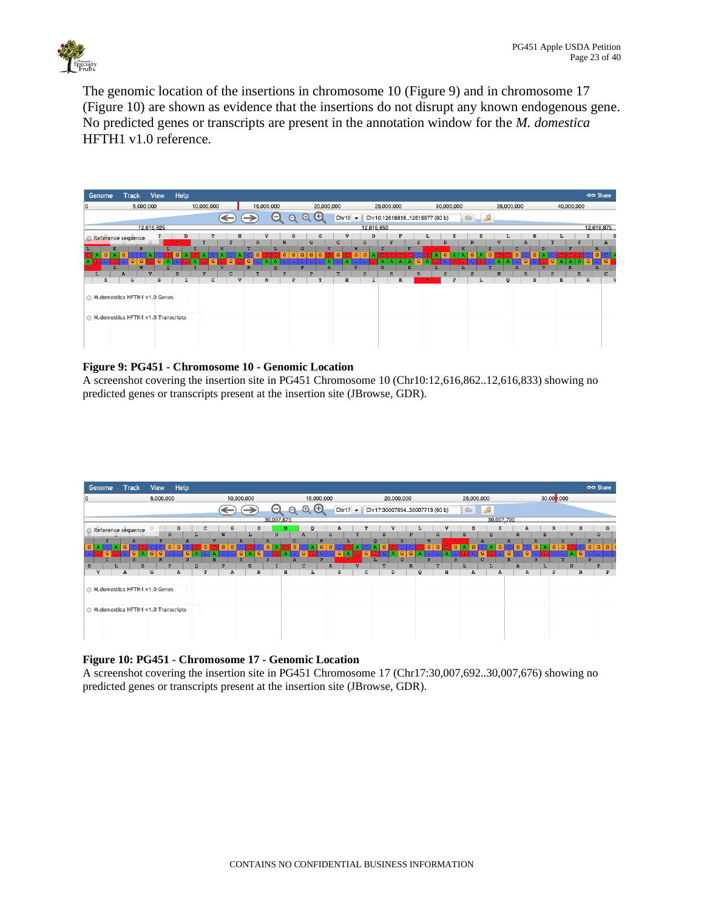The genomic location of the insertions in chromosome 10 (Figure 9) and in chromosome 17 (Figure 10) are shown as evidence that the insertions do not disrupt any known endogenous gene. No predicted genes or transcripts are present in the annotation window for the *M. domestica* HFTH1 v1.0 reference.

**Figure 9: PG451 - Chromosome 10 - Genomic Location**

A screenshot covering the insertion site in PG451 Chromosome 10 (Chr10:12,616,862..12,616,833) showing no predicted genes or transcripts present at the insertion site (JBrowse, GDR).

**Figure 10: PG451 - Chromosome 17 - Genomic Location**

A screenshot covering the insertion site in PG451 Chromosome 17 (Chr17:30,007,692..30,007,676) showing no predicted genes or transcripts present at the insertion site (JBrowse, GDR).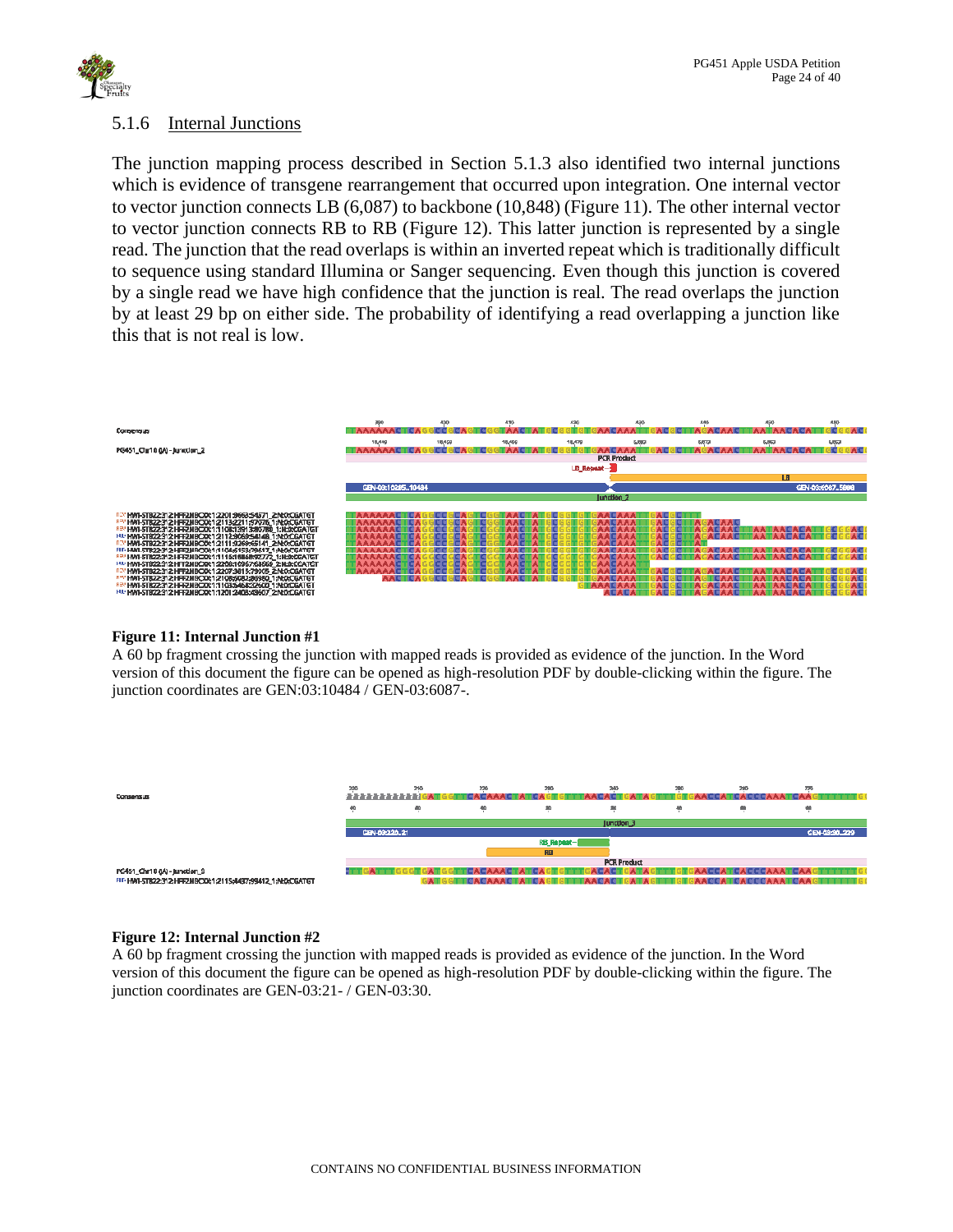### 5.1.6 Internal Junctions

The junction mapping process described in Section 5.1.3 also identified two internal junctions which is evidence of transgene rearrangement that occurred upon integration. One internal vector to vector junction connects LB (6,087) to backbone (10,848) (Figure 11). The other internal vector to vector junction connects RB to RB (Figure 12). This latter junction is represented by a single read. The junction that the read overlaps is within an inverted repeat which is traditionally difficult to sequence using standard Illumina or Sanger sequencing. Even though this junction is covered by a single read we have high confidence that the junction is real. The read overlaps the junction by at least 29 bp on either side. The probability of identifying a read overlapping a junction like this that is not real is low.

**Figure 11: Internal Junction #1**

A 60 bp fragment crossing the junction with mapped reads is provided as evidence of the junction. In the Word version of this document the figure can be opened as high-resolution PDF by double-clicking within the figure. The junction coordinates are GEN:03:10484 / GEN-03:6087-.

**Figure 12: Internal Junction #2**

A 60 bp fragment crossing the junction with mapped reads is provided as evidence of the junction. In the Word version of this document the figure can be opened as high-resolution PDF by double-clicking within the figure. The junction coordinates are GEN-03:21- / GEN-03:30.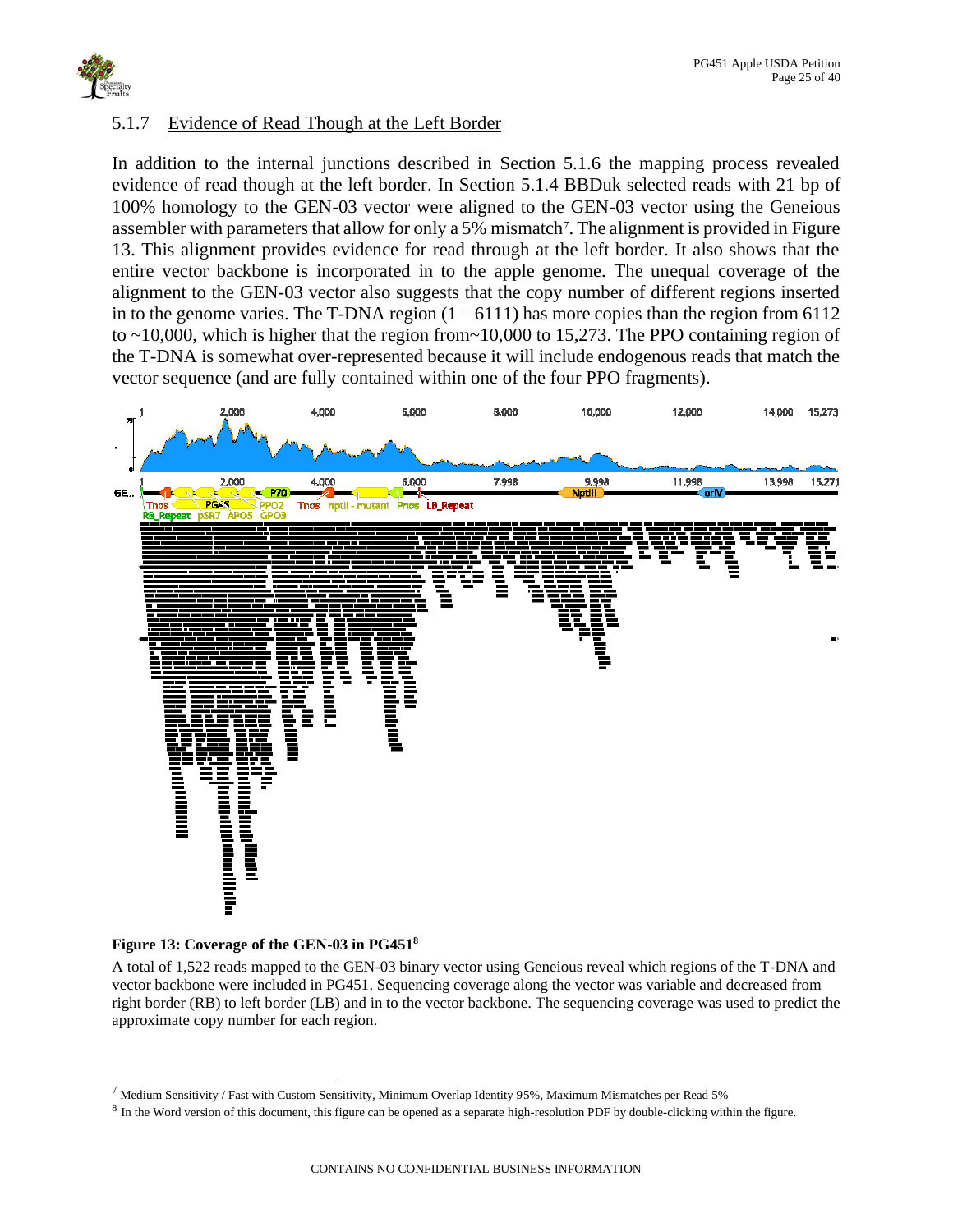### 5.1.7 Evidence of Read Though at the Left Border

In addition to the internal junctions described in Section 5.1.6 the mapping process revealed evidence of read though at the left border. In Section 5.1.4 BBDuk selected reads with 21 bp of 100% homology to the GEN-03 vector were aligned to the GEN-03 vector using the Geneious assembler with parameters that allow for only a 5% mismatch[7]. The alignment is provided in Figure 13. This alignment provides evidence for read through at the left border. It also shows that the entire vector backbone is incorporated in to the apple genome. The unequal coverage of the alignment to the GEN-03 vector also suggests that the copy number of different regions inserted in to the genome varies. The T-DNA region (1 – 6111) has more copies than the region from 6112 to ~10,000, which is higher that the region from~10,000 to 15,273. The PPO containing region of the T-DNA is somewhat over-represented because it will include endogenous reads that match the vector sequence (and are fully contained within one of the four PPO fragments).

**Figure 13: Coverage of the GEN-03 in PG451[8]**

A total of 1,522 reads mapped to the GEN-03 binary vector using Geneious reveal which regions of the T-DNA and vector backbone were included in PG451. Sequencing coverage along the vector was variable and decreased from right border (RB) to left border (LB) and in to the vector backbone. The sequencing coverage was used to predict the approximate copy number for each region.

---

[7] Medium Sensitivity / Fast with Custom Sensitivity, Minimum Overlap Identity 95%, Maximum Mismatches per Read 5%

[8] In the Word version of this document, this figure can be opened as a separate high-resolution PDF by double-clicking within the figure.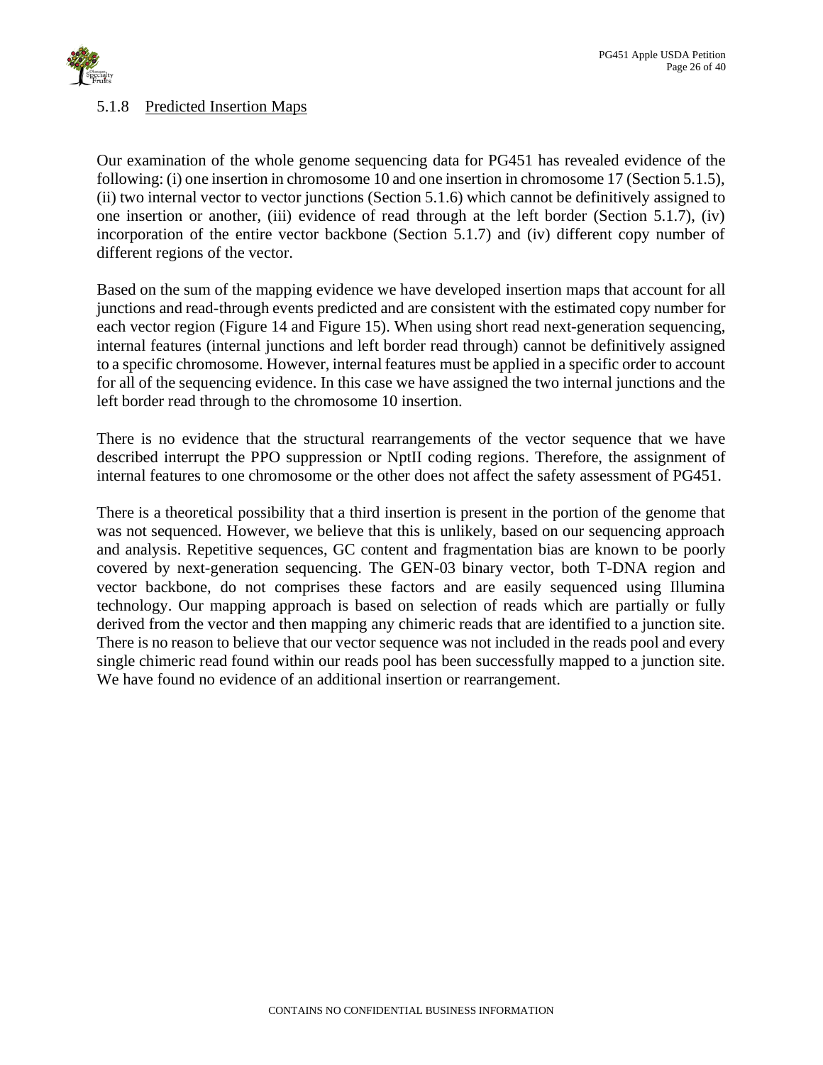### 5.1.8 Predicted Insertion Maps

Our examination of the whole genome sequencing data for PG451 has revealed evidence of the following: (i) one insertion in chromosome 10 and one insertion in chromosome 17 (Section 5.1.5), (ii) two internal vector to vector junctions (Section 5.1.6) which cannot be definitively assigned to one insertion or another, (iii) evidence of read through at the left border (Section 5.1.7), (iv) incorporation of the entire vector backbone (Section 5.1.7) and (iv) different copy number of different regions of the vector.

Based on the sum of the mapping evidence we have developed insertion maps that account for all junctions and read-through events predicted and are consistent with the estimated copy number for each vector region (Figure 14 and Figure 15). When using short read next-generation sequencing, internal features (internal junctions and left border read through) cannot be definitively assigned to a specific chromosome. However, internal features must be applied in a specific order to account for all of the sequencing evidence. In this case we have assigned the two internal junctions and the left border read through to the chromosome 10 insertion.

There is no evidence that the structural rearrangements of the vector sequence that we have described interrupt the PPO suppression or NptII coding regions. Therefore, the assignment of internal features to one chromosome or the other does not affect the safety assessment of PG451.

There is a theoretical possibility that a third insertion is present in the portion of the genome that was not sequenced. However, we believe that this is unlikely, based on our sequencing approach and analysis. Repetitive sequences, GC content and fragmentation bias are known to be poorly covered by next-generation sequencing. The GEN-03 binary vector, both T-DNA region and vector backbone, do not comprises these factors and are easily sequenced using Illumina technology. Our mapping approach is based on selection of reads which are partially or fully derived from the vector and then mapping any chimeric reads that are identified to a junction site. There is no reason to believe that our vector sequence was not included in the reads pool and every single chimeric read found within our reads pool has been successfully mapped to a junction site. We have found no evidence of an additional insertion or rearrangement.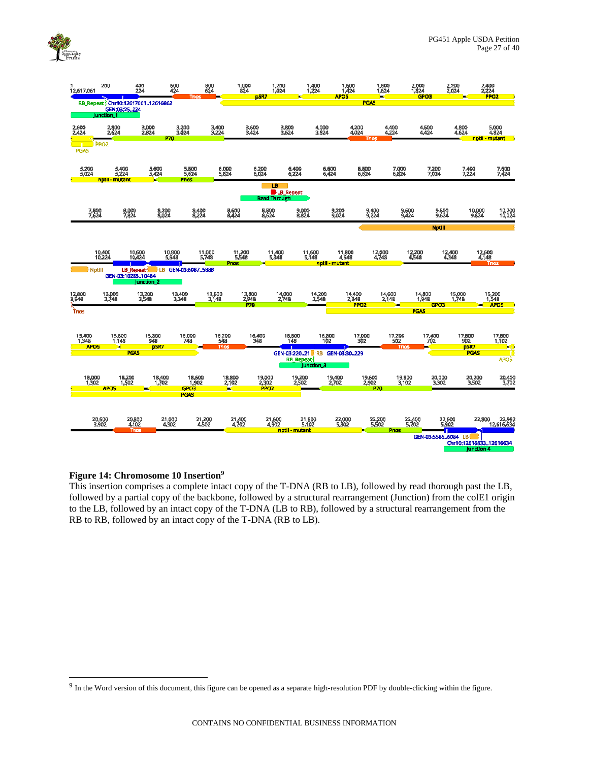**Figure 14: Chromosome 10 Insertion**[9]

This insertion comprises a complete intact copy of the T-DNA (RB to LB), followed by read thorough past the LB, followed by a partial copy of the backbone, followed by a structural rearrangement (Junction) from the colE1 origin to the LB, followed by an intact copy of the T-DNA (LB to RB), followed by a structural rearrangement from the RB to RB, followed by an intact copy of the T-DNA (RB to LB).

[9] In the Word version of this document, this figure can be opened as a separate high-resolution PDF by double-clicking within the figure.

CONTAINS NO CONFIDENTIAL BUSINESS INFORMATION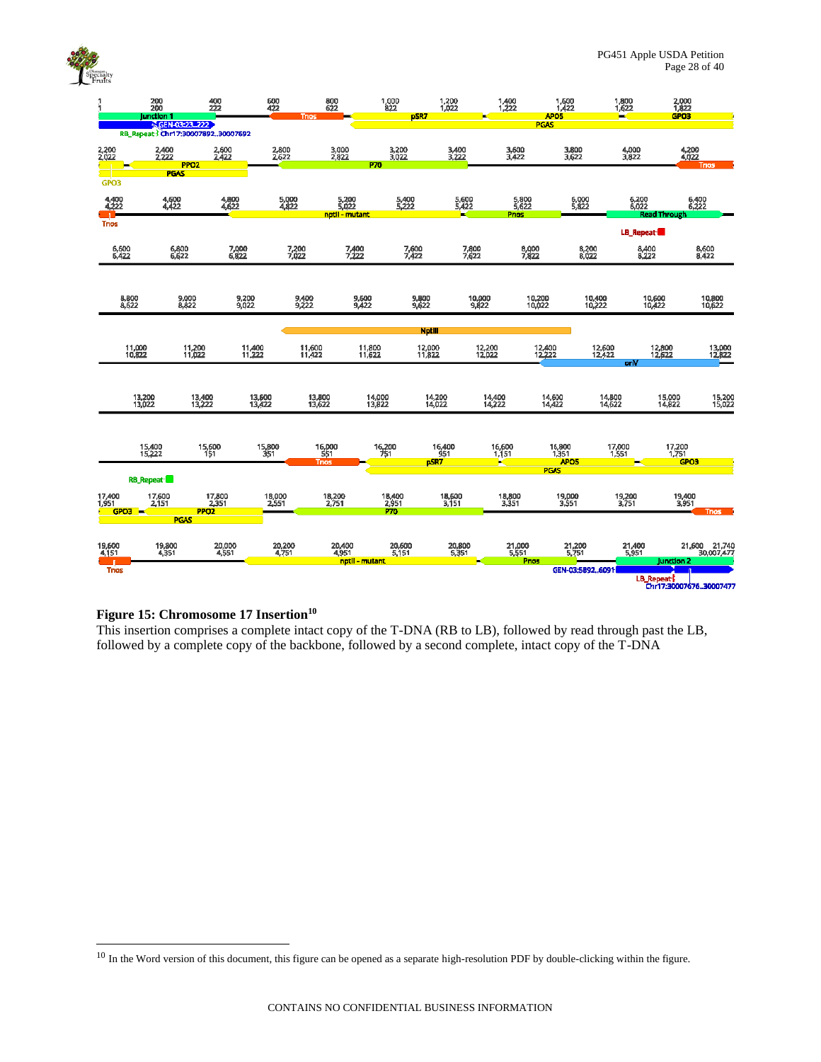**Figure 15: Chromosome 17 Insertion**[10]

This insertion comprises a complete intact copy of the T-DNA (RB to LB), followed by read through past the LB, followed by a complete copy of the backbone, followed by a second complete, intact copy of the T-DNA

[10] In the Word version of this document, this figure can be opened as a separate high-resolution PDF by double-clicking within the figure.

CONTAINS NO CONFIDENTIAL BUSINESS INFORMATION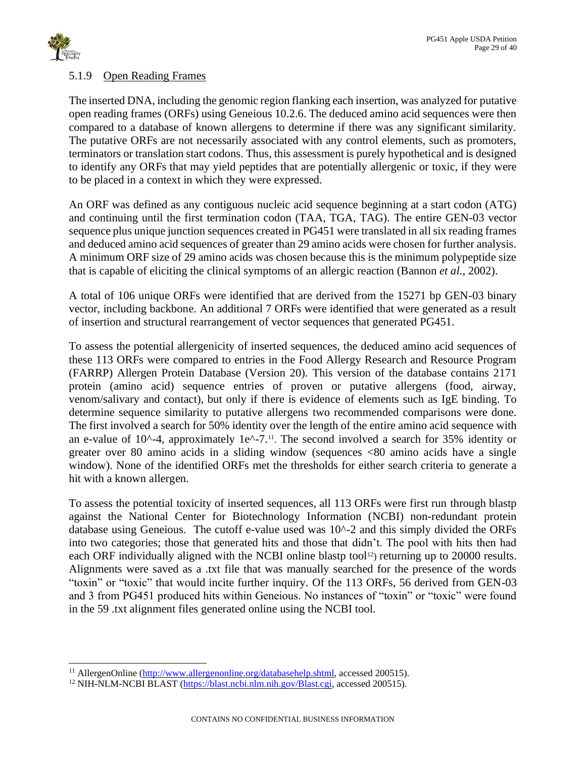### 5.1.9 Open Reading Frames

The inserted DNA, including the genomic region flanking each insertion, was analyzed for putative open reading frames (ORFs) using Geneious 10.2.6. The deduced amino acid sequences were then compared to a database of known allergens to determine if there was any significant similarity. The putative ORFs are not necessarily associated with any control elements, such as promoters, terminators or translation start codons. Thus, this assessment is purely hypothetical and is designed to identify any ORFs that may yield peptides that are potentially allergenic or toxic, if they were to be placed in a context in which they were expressed.

An ORF was defined as any contiguous nucleic acid sequence beginning at a start codon (ATG) and continuing until the first termination codon (TAA, TGA, TAG). The entire GEN-03 vector sequence plus unique junction sequences created in PG451 were translated in all six reading frames and deduced amino acid sequences of greater than 29 amino acids were chosen for further analysis. A minimum ORF size of 29 amino acids was chosen because this is the minimum polypeptide size that is capable of eliciting the clinical symptoms of an allergic reaction (Bannon *et al.*, 2002).

A total of 106 unique ORFs were identified that are derived from the 15271 bp GEN-03 binary vector, including backbone. An additional 7 ORFs were identified that were generated as a result of insertion and structural rearrangement of vector sequences that generated PG451.

To assess the potential allergenicity of inserted sequences, the deduced amino acid sequences of these 113 ORFs were compared to entries in the Food Allergy Research and Resource Program (FARRP) Allergen Protein Database (Version 20). This version of the database contains 2171 protein (amino acid) sequence entries of proven or putative allergens (food, airway, venom/salivary and contact), but only if there is evidence of elements such as IgE binding. To determine sequence similarity to putative allergens two recommended comparisons were done. The first involved a search for 50% identity over the length of the entire amino acid sequence with an e-value of 10^-4, approximately 1e^-7.[11]. The second involved a search for 35% identity or greater over 80 amino acids in a sliding window (sequences <80 amino acids have a single window). None of the identified ORFs met the thresholds for either search criteria to generate a hit with a known allergen.

To assess the potential toxicity of inserted sequences, all 113 ORFs were first run through blastp against the National Center for Biotechnology Information (NCBI) non-redundant protein database using Geneious. The cutoff e-value used was 10^-2 and this simply divided the ORFs into two categories; those that generated hits and those that didn't. The pool with hits then had each ORF individually aligned with the NCBI online blastp tool[12]) returning up to 20000 results. Alignments were saved as a .txt file that was manually searched for the presence of the words "toxin" or "toxic" that would incite further inquiry. Of the 113 ORFs, 56 derived from GEN-03 and 3 from PG451 produced hits within Geneious. No instances of "toxin" or "toxic" were found in the 59 .txt alignment files generated online using the NCBI tool.

---

[11] AllergenOnline (http://www.allergenonline.org/databasehelp.shtml, accessed 200515).

[12] NIH-NLM-NCBI BLAST (https://blast.ncbi.nlm.nih.gov/Blast.cgi, accessed 200515).

CONTAINS NO CONFIDENTIAL BUSINESS INFORMATION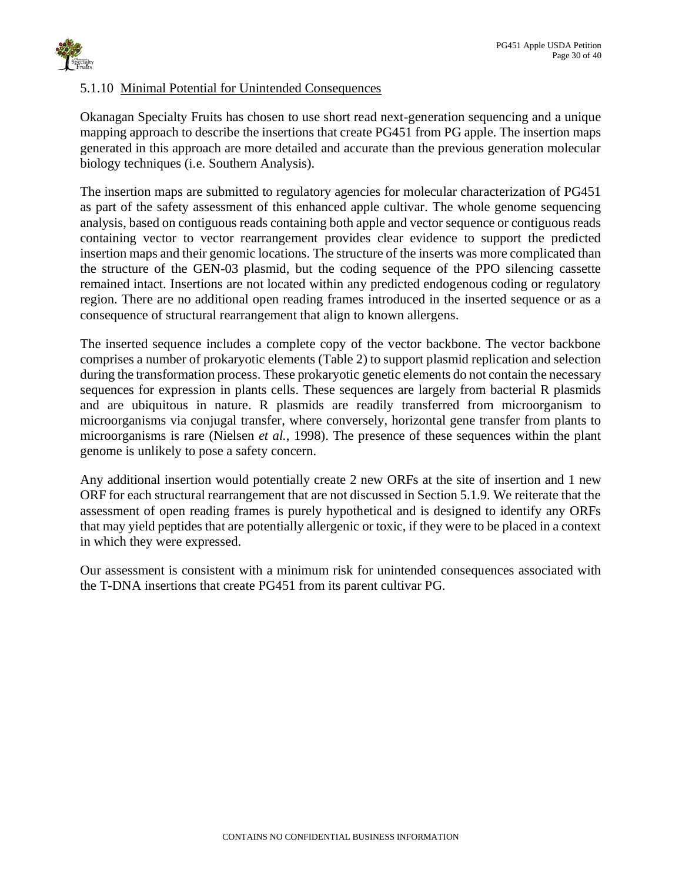### 5.1.10 Minimal Potential for Unintended Consequences

Okanagan Specialty Fruits has chosen to use short read next-generation sequencing and a unique mapping approach to describe the insertions that create PG451 from PG apple. The insertion maps generated in this approach are more detailed and accurate than the previous generation molecular biology techniques (i.e. Southern Analysis).

The insertion maps are submitted to regulatory agencies for molecular characterization of PG451 as part of the safety assessment of this enhanced apple cultivar. The whole genome sequencing analysis, based on contiguous reads containing both apple and vector sequence or contiguous reads containing vector to vector rearrangement provides clear evidence to support the predicted insertion maps and their genomic locations. The structure of the inserts was more complicated than the structure of the GEN-03 plasmid, but the coding sequence of the PPO silencing cassette remained intact. Insertions are not located within any predicted endogenous coding or regulatory region. There are no additional open reading frames introduced in the inserted sequence or as a consequence of structural rearrangement that align to known allergens.

The inserted sequence includes a complete copy of the vector backbone. The vector backbone comprises a number of prokaryotic elements (Table 2) to support plasmid replication and selection during the transformation process. These prokaryotic genetic elements do not contain the necessary sequences for expression in plants cells. These sequences are largely from bacterial R plasmids and are ubiquitous in nature. R plasmids are readily transferred from microorganism to microorganisms via conjugal transfer, where conversely, horizontal gene transfer from plants to microorganisms is rare (Nielsen *et al.*, 1998). The presence of these sequences within the plant genome is unlikely to pose a safety concern.

Any additional insertion would potentially create 2 new ORFs at the site of insertion and 1 new ORF for each structural rearrangement that are not discussed in Section 5.1.9. We reiterate that the assessment of open reading frames is purely hypothetical and is designed to identify any ORFs that may yield peptides that are potentially allergenic or toxic, if they were to be placed in a context in which they were expressed.

Our assessment is consistent with a minimum risk for unintended consequences associated with the T-DNA insertions that create PG451 from its parent cultivar PG.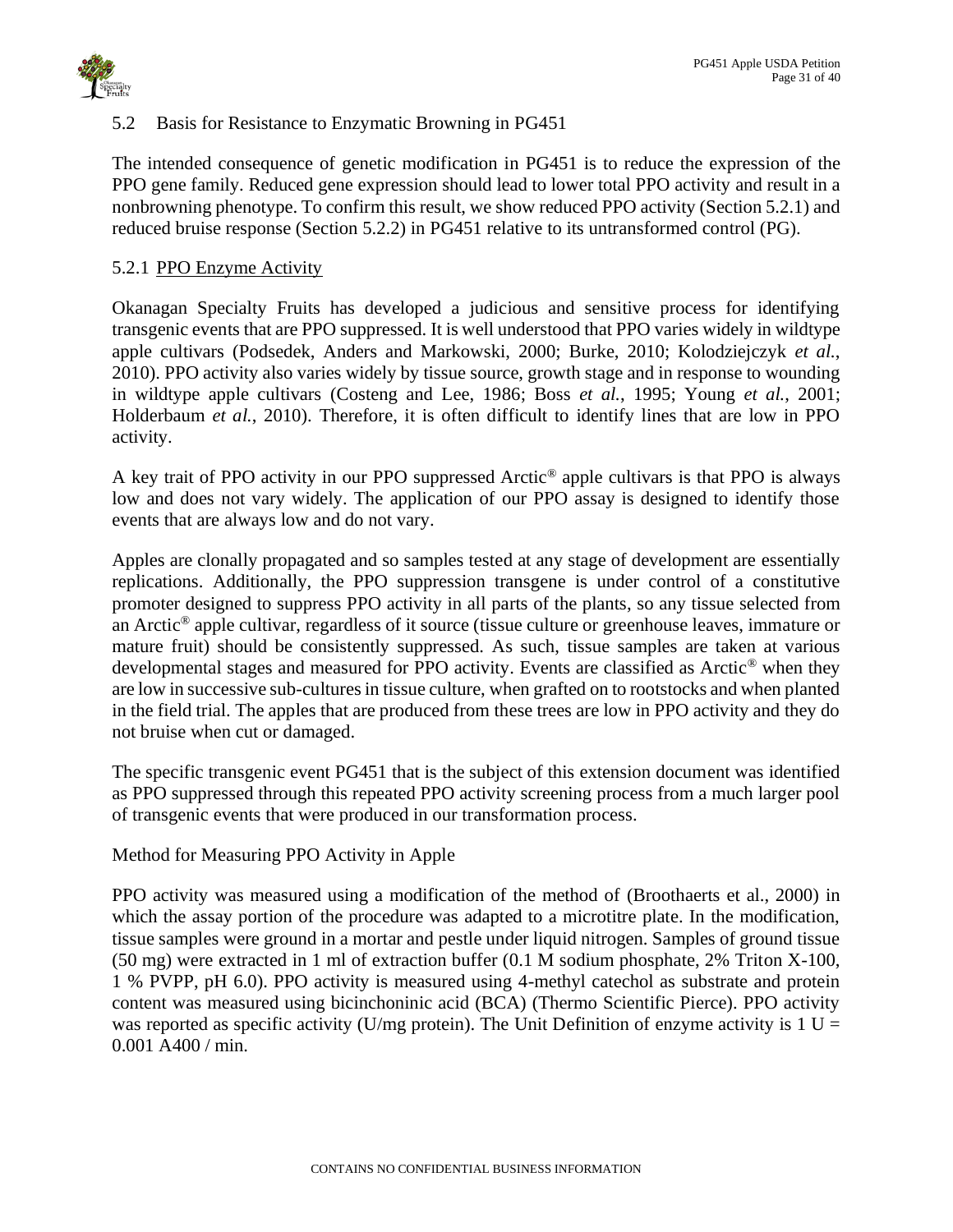## 5.2 Basis for Resistance to Enzymatic Browning in PG451

The intended consequence of genetic modification in PG451 is to reduce the expression of the PPO gene family. Reduced gene expression should lead to lower total PPO activity and result in a nonbrowning phenotype. To confirm this result, we show reduced PPO activity (Section 5.2.1) and reduced bruise response (Section 5.2.2) in PG451 relative to its untransformed control (PG).

### 5.2.1 PPO Enzyme Activity

Okanagan Specialty Fruits has developed a judicious and sensitive process for identifying transgenic events that are PPO suppressed. It is well understood that PPO varies widely in wildtype apple cultivars (Podsedek, Anders and Markowski, 2000; Burke, 2010; Kolodziejczyk *et al.*, 2010). PPO activity also varies widely by tissue source, growth stage and in response to wounding in wildtype apple cultivars (Costeng and Lee, 1986; Boss *et al.*, 1995; Young *et al.*, 2001; Holderbaum *et al.*, 2010). Therefore, it is often difficult to identify lines that are low in PPO activity.

A key trait of PPO activity in our PPO suppressed Arctic® apple cultivars is that PPO is always low and does not vary widely. The application of our PPO assay is designed to identify those events that are always low and do not vary.

Apples are clonally propagated and so samples tested at any stage of development are essentially replications. Additionally, the PPO suppression transgene is under control of a constitutive promoter designed to suppress PPO activity in all parts of the plants, so any tissue selected from an Arctic® apple cultivar, regardless of it source (tissue culture or greenhouse leaves, immature or mature fruit) should be consistently suppressed. As such, tissue samples are taken at various developmental stages and measured for PPO activity. Events are classified as Arctic® when they are low in successive sub-cultures in tissue culture, when grafted on to rootstocks and when planted in the field trial. The apples that are produced from these trees are low in PPO activity and they do not bruise when cut or damaged.

The specific transgenic event PG451 that is the subject of this extension document was identified as PPO suppressed through this repeated PPO activity screening process from a much larger pool of transgenic events that were produced in our transformation process.

Method for Measuring PPO Activity in Apple

PPO activity was measured using a modification of the method of (Broothaerts et al., 2000) in which the assay portion of the procedure was adapted to a microtitre plate. In the modification, tissue samples were ground in a mortar and pestle under liquid nitrogen. Samples of ground tissue (50 mg) were extracted in 1 ml of extraction buffer (0.1 M sodium phosphate, 2% Triton X-100, 1 % PVPP, pH 6.0). PPO activity is measured using 4-methyl catechol as substrate and protein content was measured using bicinchoninic acid (BCA) (Thermo Scientific Pierce). PPO activity was reported as specific activity (U/mg protein). The Unit Definition of enzyme activity is 1 U = 0.001 $A_{400}$ / min.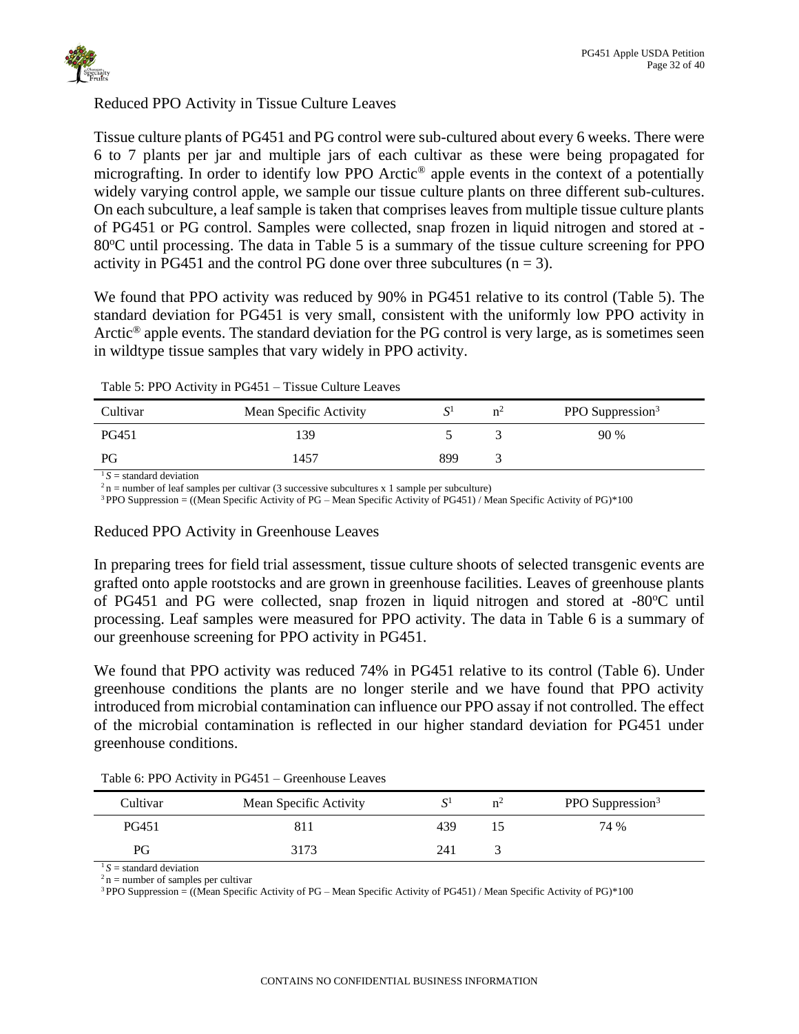## Reduced PPO Activity in Tissue Culture Leaves

Tissue culture plants of PG451 and PG control were sub-cultured about every 6 weeks. There were 6 to 7 plants per jar and multiple jars of each cultivar as these were being propagated for micrografting. In order to identify low PPO Arctic® apple events in the context of a potentially widely varying control apple, we sample our tissue culture plants on three different sub-cultures. On each subculture, a leaf sample is taken that comprises leaves from multiple tissue culture plants of PG451 or PG control. Samples were collected, snap frozen in liquid nitrogen and stored at -80°C until processing. The data in Table 5 is a summary of the tissue culture screening for PPO activity in PG451 and the control PG done over three subcultures ($n = 3$).

We found that PPO activity was reduced by 90% in PG451 relative to its control (Table 5). The standard deviation for PG451 is very small, consistent with the uniformly low PPO activity in Arctic® apple events. The standard deviation for the PG control is very large, as is sometimes seen in wildtype tissue samples that vary widely in PPO activity.

Table 5: PPO Activity in PG451 – Tissue Culture Leaves

| Cultivar | Mean Specific Activity | $S$[1] | n[2] | PPO Suppression[3] |
|---|---|---|---|---|
| PG451 | 139 | 5 | 3 | 90 % |
| PG | 1457 | 899 | 3 | |

[1] $S$ = standard deviation
[2] n = number of leaf samples per cultivar (3 successive subcultures x 1 sample per subculture)
[3] PPO Suppression = ((Mean Specific Activity of PG – Mean Specific Activity of PG451) / Mean Specific Activity of PG)*100

## Reduced PPO Activity in Greenhouse Leaves

In preparing trees for field trial assessment, tissue culture shoots of selected transgenic events are grafted onto apple rootstocks and are grown in greenhouse facilities. Leaves of greenhouse plants of PG451 and PG were collected, snap frozen in liquid nitrogen and stored at -80°C until processing. Leaf samples were measured for PPO activity. The data in Table 6 is a summary of our greenhouse screening for PPO activity in PG451.

We found that PPO activity was reduced 74% in PG451 relative to its control (Table 6). Under greenhouse conditions the plants are no longer sterile and we have found that PPO activity introduced from microbial contamination can influence our PPO assay if not controlled. The effect of the microbial contamination is reflected in our higher standard deviation for PG451 under greenhouse conditions.

Table 6: PPO Activity in PG451 – Greenhouse Leaves

| Cultivar | Mean Specific Activity | $S$[1] | n[2] | PPO Suppression[3] |
|---|---|---|---|---|
| PG451 | 811 | 439 | 15 | 74 % |
| PG | 3173 | 241 | 3 | |

[1] $S$ = standard deviation
[2] n = number of samples per cultivar
[3] PPO Suppression = ((Mean Specific Activity of PG – Mean Specific Activity of PG451) / Mean Specific Activity of PG)*100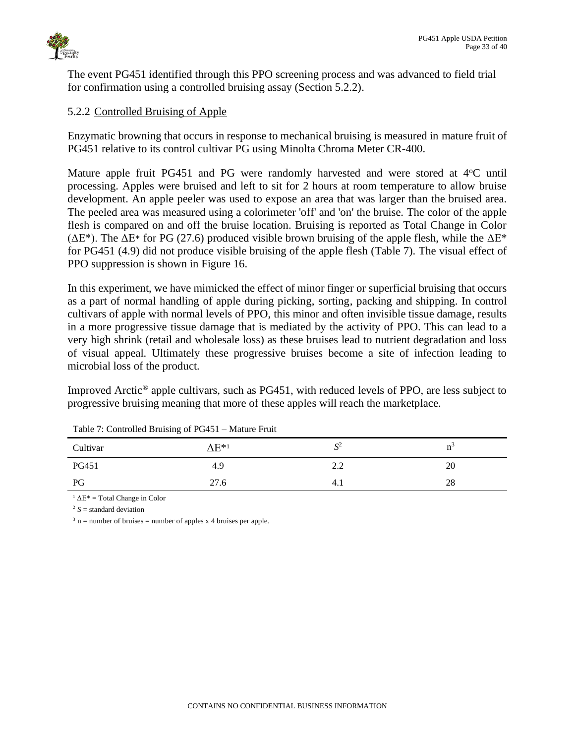The event PG451 identified through this PPO screening process and was advanced to field trial for confirmation using a controlled bruising assay (Section 5.2.2).

### 5.2.2 Controlled Bruising of Apple

Enzymatic browning that occurs in response to mechanical bruising is measured in mature fruit of PG451 relative to its control cultivar PG using Minolta Chroma Meter CR-400.

Mature apple fruit PG451 and PG were randomly harvested and were stored at 4°C until processing. Apples were bruised and left to sit for 2 hours at room temperature to allow bruise development. An apple peeler was used to expose an area that was larger than the bruised area. The peeled area was measured using a colorimeter 'off' and 'on' the bruise. The color of the apple flesh is compared on and off the bruise location. Bruising is reported as Total Change in Color (ΔE*). The ΔE* for PG (27.6) produced visible brown bruising of the apple flesh, while the ΔE* for PG451 (4.9) did not produce visible bruising of the apple flesh (Table 7). The visual effect of PPO suppression is shown in Figure 16.

In this experiment, we have mimicked the effect of minor finger or superficial bruising that occurs as a part of normal handling of apple during picking, sorting, packing and shipping. In control cultivars of apple with normal levels of PPO, this minor and often invisible tissue damage, results in a more progressive tissue damage that is mediated by the activity of PPO. This can lead to a very high shrink (retail and wholesale loss) as these bruises lead to nutrient degradation and loss of visual appeal. Ultimately these progressive bruises become a site of infection leading to microbial loss of the product.

Improved Arctic® apple cultivars, such as PG451, with reduced levels of PPO, are less subject to progressive bruising meaning that more of these apples will reach the marketplace.

Table 7: Controlled Bruising of PG451 – Mature Fruit

| Cultivar | ΔE*[1] | *S*[2] | n[3] |
|---|---|---|---|
| PG451 | 4.9 | 2.2 | 20 |
| PG | 27.6 | 4.1 | 28 |

[1] ΔE* = Total Change in Color

[2] *S* = standard deviation

[3] n = number of bruises = number of apples x 4 bruises per apple.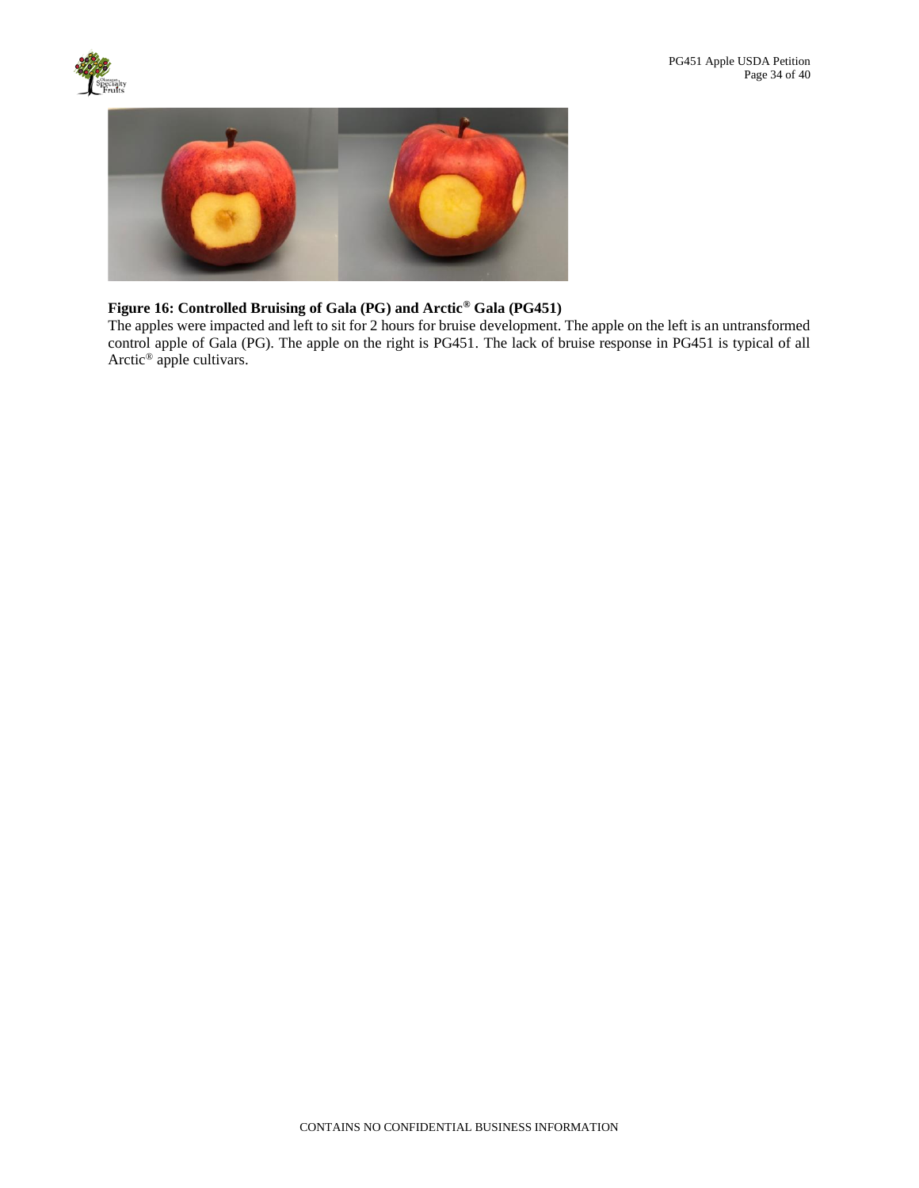**Figure 16: Controlled Bruising of Gala (PG) and Arctic® Gala (PG451)**

The apples were impacted and left to sit for 2 hours for bruise development. The apple on the left is an untransformed control apple of Gala (PG). The apple on the right is PG451. The lack of bruise response in PG451 is typical of all Arctic® apple cultivars.

CONTAINS NO CONFIDENTIAL BUSINESS INFORMATION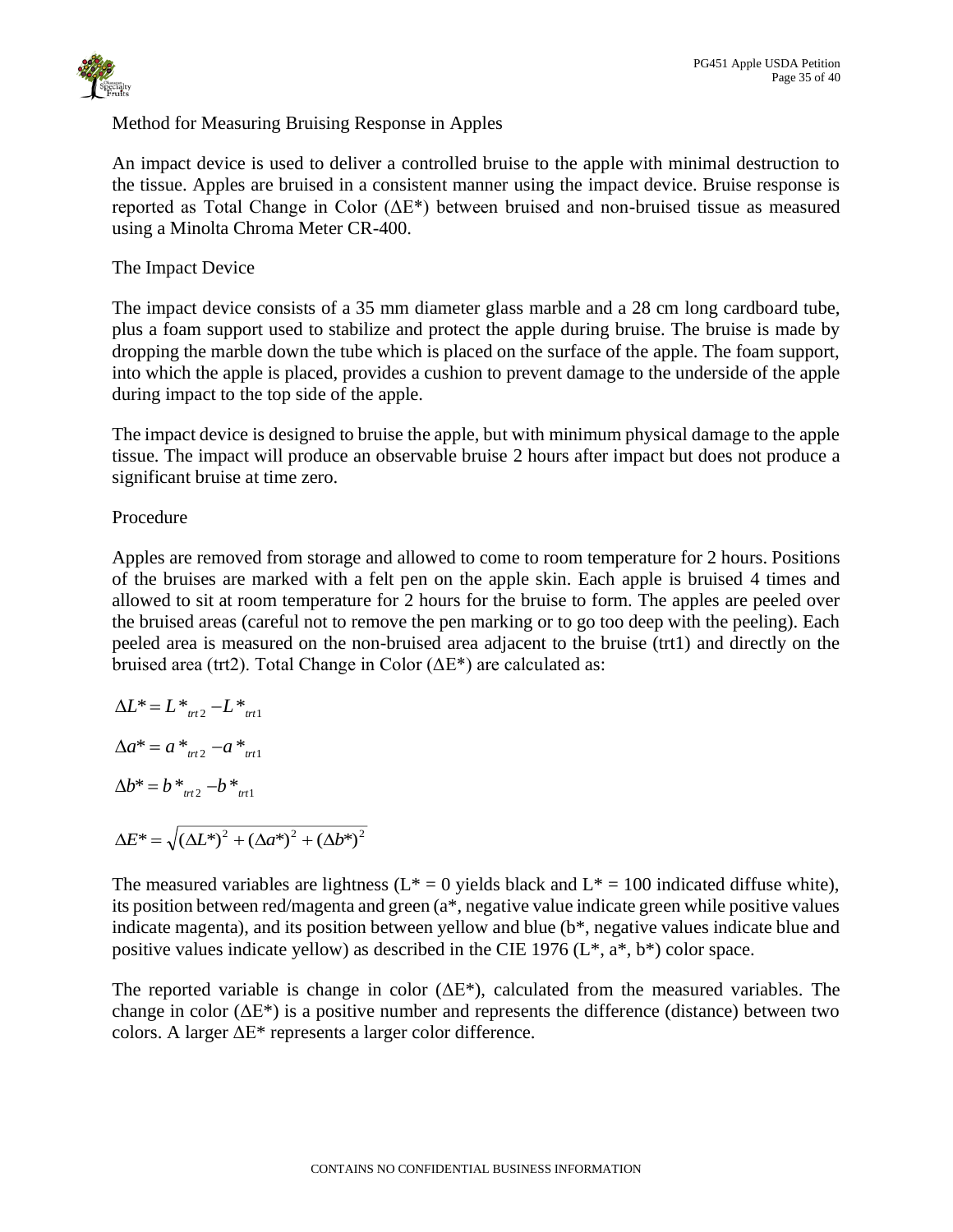## Method for Measuring Bruising Response in Apples

An impact device is used to deliver a controlled bruise to the apple with minimal destruction to the tissue. Apples are bruised in a consistent manner using the impact device. Bruise response is reported as Total Change in Color ($\Delta E^*$) between bruised and non-bruised tissue as measured using a Minolta Chroma Meter CR-400.

### The Impact Device

The impact device consists of a 35 mm diameter glass marble and a 28 cm long cardboard tube, plus a foam support used to stabilize and protect the apple during bruise. The bruise is made by dropping the marble down the tube which is placed on the surface of the apple. The foam support, into which the apple is placed, provides a cushion to prevent damage to the underside of the apple during impact to the top side of the apple.

The impact device is designed to bruise the apple, but with minimum physical damage to the apple tissue. The impact will produce an observable bruise 2 hours after impact but does not produce a significant bruise at time zero.

### Procedure

Apples are removed from storage and allowed to come to room temperature for 2 hours. Positions of the bruises are marked with a felt pen on the apple skin. Each apple is bruised 4 times and allowed to sit at room temperature for 2 hours for the bruise to form. The apples are peeled over the bruised areas (careful not to remove the pen marking or to go too deep with the peeling). Each peeled area is measured on the non-bruised area adjacent to the bruise (trt1) and directly on the bruised area (trt2). Total Change in Color ($\Delta E^*$) are calculated as:

$$\Delta L^* = L^*_{trt2} - L^*_{trt1}$$

$$\Delta a^* = a^*_{trt2} - a^*_{trt1}$$

$$\Delta b^* = b^*_{trt2} - b^*_{trt1}$$

$$\Delta E^* = \sqrt{(\Delta L^*)^2 + (\Delta a^*)^2 + (\Delta b^*)^2}$$

The measured variables are lightness ($L^* = 0$ yields black and $L^* = 100$ indicated diffuse white), its position between red/magenta and green ($a^*$, negative value indicate green while positive values indicate magenta), and its position between yellow and blue ($b^*$, negative values indicate blue and positive values indicate yellow) as described in the CIE 1976 ($L^*$, $a^*$, $b^*$) color space.

The reported variable is change in color ($\Delta E^*$), calculated from the measured variables. The change in color ($\Delta E^*$) is a positive number and represents the difference (distance) between two colors. A larger $\Delta E^*$ represents a larger color difference.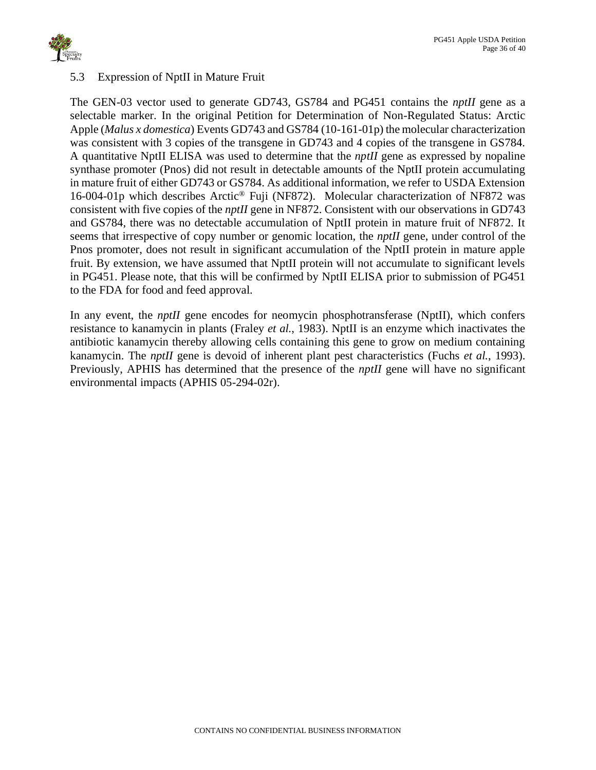## 5.3 Expression of NptII in Mature Fruit

The GEN-03 vector used to generate GD743, GS784 and PG451 contains the *nptII* gene as a selectable marker. In the original Petition for Determination of Non-Regulated Status: Arctic Apple (*Malus x domestica*) Events GD743 and GS784 (10-161-01p) the molecular characterization was consistent with 3 copies of the transgene in GD743 and 4 copies of the transgene in GS784. A quantitative NptII ELISA was used to determine that the *nptII* gene as expressed by nopaline synthase promoter (Pnos) did not result in detectable amounts of the NptII protein accumulating in mature fruit of either GD743 or GS784. As additional information, we refer to USDA Extension 16-004-01p which describes Arctic® Fuji (NF872). Molecular characterization of NF872 was consistent with five copies of the *nptII* gene in NF872. Consistent with our observations in GD743 and GS784, there was no detectable accumulation of NptII protein in mature fruit of NF872. It seems that irrespective of copy number or genomic location, the *nptII* gene, under control of the Pnos promoter, does not result in significant accumulation of the NptII protein in mature apple fruit. By extension, we have assumed that NptII protein will not accumulate to significant levels in PG451. Please note, that this will be confirmed by NptII ELISA prior to submission of PG451 to the FDA for food and feed approval.

In any event, the *nptII* gene encodes for neomycin phosphotransferase (NptII), which confers resistance to kanamycin in plants (Fraley *et al.*, 1983). NptII is an enzyme which inactivates the antibiotic kanamycin thereby allowing cells containing this gene to grow on medium containing kanamycin. The *nptII* gene is devoid of inherent plant pest characteristics (Fuchs *et al.*, 1993). Previously, APHIS has determined that the presence of the *nptII* gene will have no significant environmental impacts (APHIS 05-294-02r).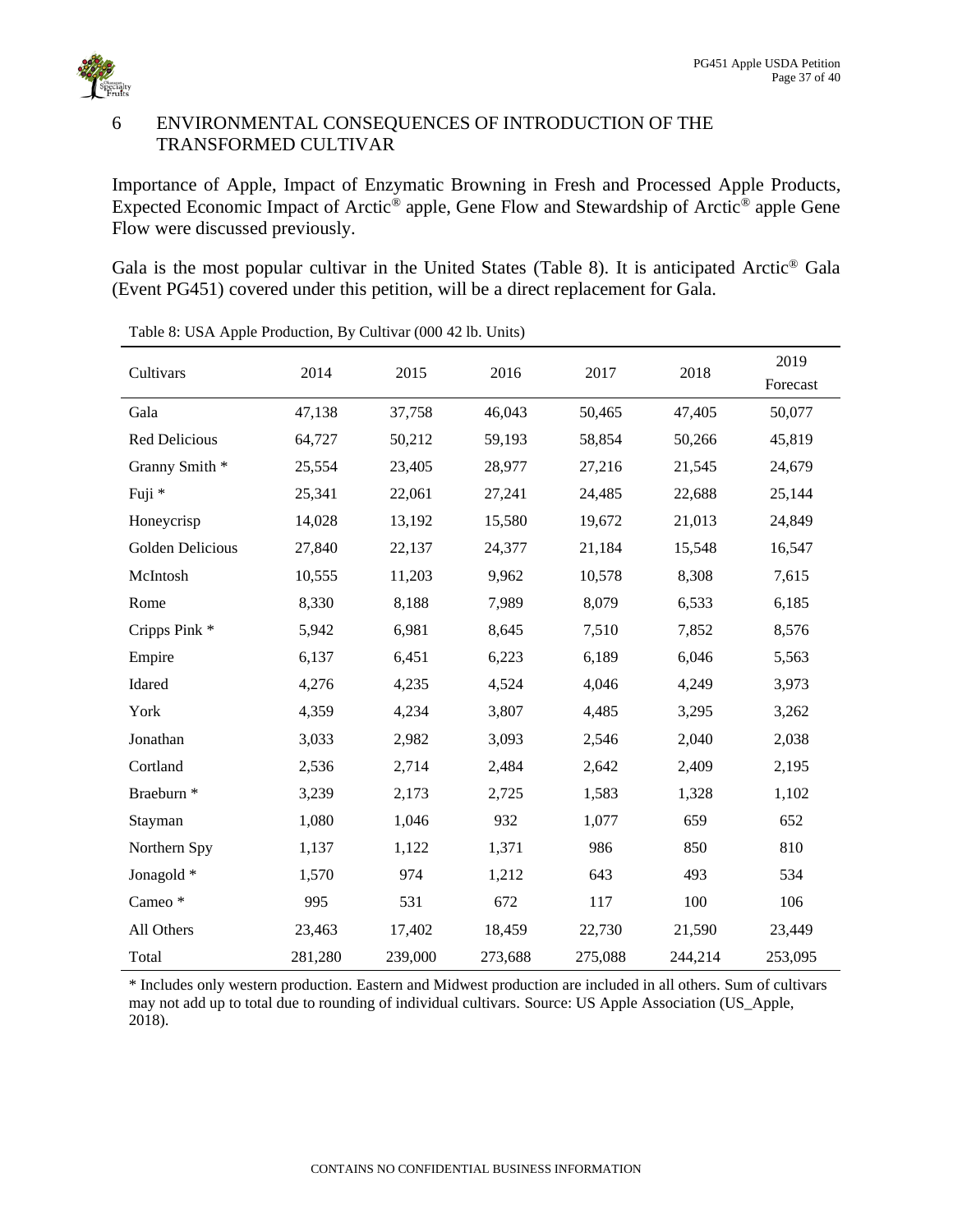# 6 ENVIRONMENTAL CONSEQUENCES OF INTRODUCTION OF THE TRANSFORMED CULTIVAR

Importance of Apple, Impact of Enzymatic Browning in Fresh and Processed Apple Products, Expected Economic Impact of Arctic® apple, Gene Flow and Stewardship of Arctic® apple Gene Flow were discussed previously.

Gala is the most popular cultivar in the United States (Table 8). It is anticipated Arctic® Gala (Event PG451) covered under this petition, will be a direct replacement for Gala.

Table 8: USA Apple Production, By Cultivar (000 42 lb. Units)

| Cultivars | 2014 | 2015 | 2016 | 2017 | 2018 | 2019 Forecast |
|---|---|---|---|---|---|---|
| Gala | 47,138 | 37,758 | 46,043 | 50,465 | 47,405 | 50,077 |
| Red Delicious | 64,727 | 50,212 | 59,193 | 58,854 | 50,266 | 45,819 |
| Granny Smith * | 25,554 | 23,405 | 28,977 | 27,216 | 21,545 | 24,679 |
| Fuji * | 25,341 | 22,061 | 27,241 | 24,485 | 22,688 | 25,144 |
| Honeycrisp | 14,028 | 13,192 | 15,580 | 19,672 | 21,013 | 24,849 |
| Golden Delicious | 27,840 | 22,137 | 24,377 | 21,184 | 15,548 | 16,547 |
| McIntosh | 10,555 | 11,203 | 9,962 | 10,578 | 8,308 | 7,615 |
| Rome | 8,330 | 8,188 | 7,989 | 8,079 | 6,533 | 6,185 |
| Cripps Pink * | 5,942 | 6,981 | 8,645 | 7,510 | 7,852 | 8,576 |
| Empire | 6,137 | 6,451 | 6,223 | 6,189 | 6,046 | 5,563 |
| Idared | 4,276 | 4,235 | 4,524 | 4,046 | 4,249 | 3,973 |
| York | 4,359 | 4,234 | 3,807 | 4,485 | 3,295 | 3,262 |
| Jonathan | 3,033 | 2,982 | 3,093 | 2,546 | 2,040 | 2,038 |
| Cortland | 2,536 | 2,714 | 2,484 | 2,642 | 2,409 | 2,195 |
| Braeburn * | 3,239 | 2,173 | 2,725 | 1,583 | 1,328 | 1,102 |
| Stayman | 1,080 | 1,046 | 932 | 1,077 | 659 | 652 |
| Northern Spy | 1,137 | 1,122 | 1,371 | 986 | 850 | 810 |
| Jonagold * | 1,570 | 974 | 1,212 | 643 | 493 | 534 |
| Cameo * | 995 | 531 | 672 | 117 | 100 | 106 |
| All Others | 23,463 | 17,402 | 18,459 | 22,730 | 21,590 | 23,449 |
| Total | 281,280 | 239,000 | 273,688 | 275,088 | 244,214 | 253,095 |

* Includes only western production. Eastern and Midwest production are included in all others. Sum of cultivars may not add up to total due to rounding of individual cultivars. Source: US Apple Association (US_Apple, 2018).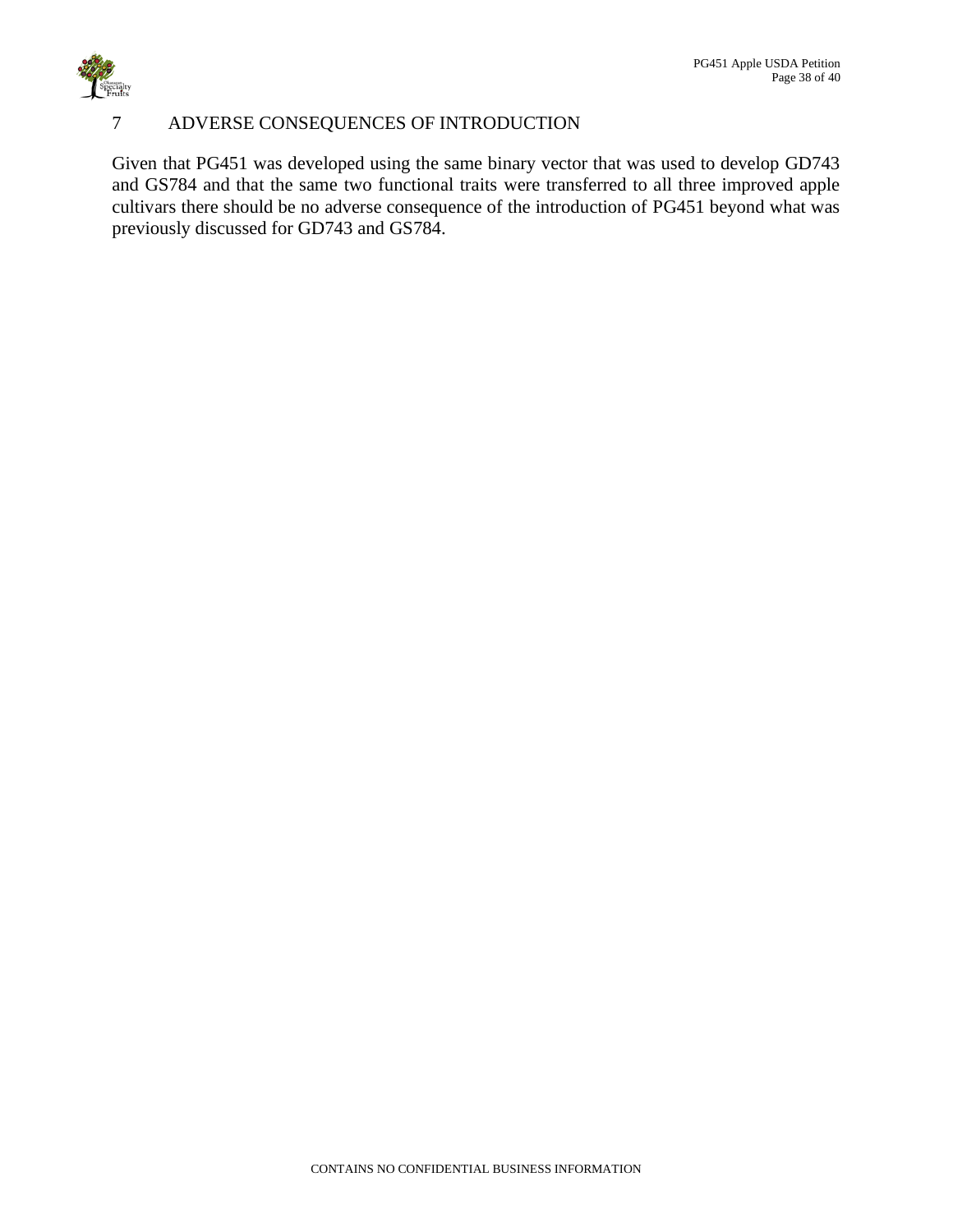# 7 ADVERSE CONSEQUENCES OF INTRODUCTION

Given that PG451 was developed using the same binary vector that was used to develop GD743 and GS784 and that the same two functional traits were transferred to all three improved apple cultivars there should be no adverse consequence of the introduction of PG451 beyond what was previously discussed for GD743 and GS784.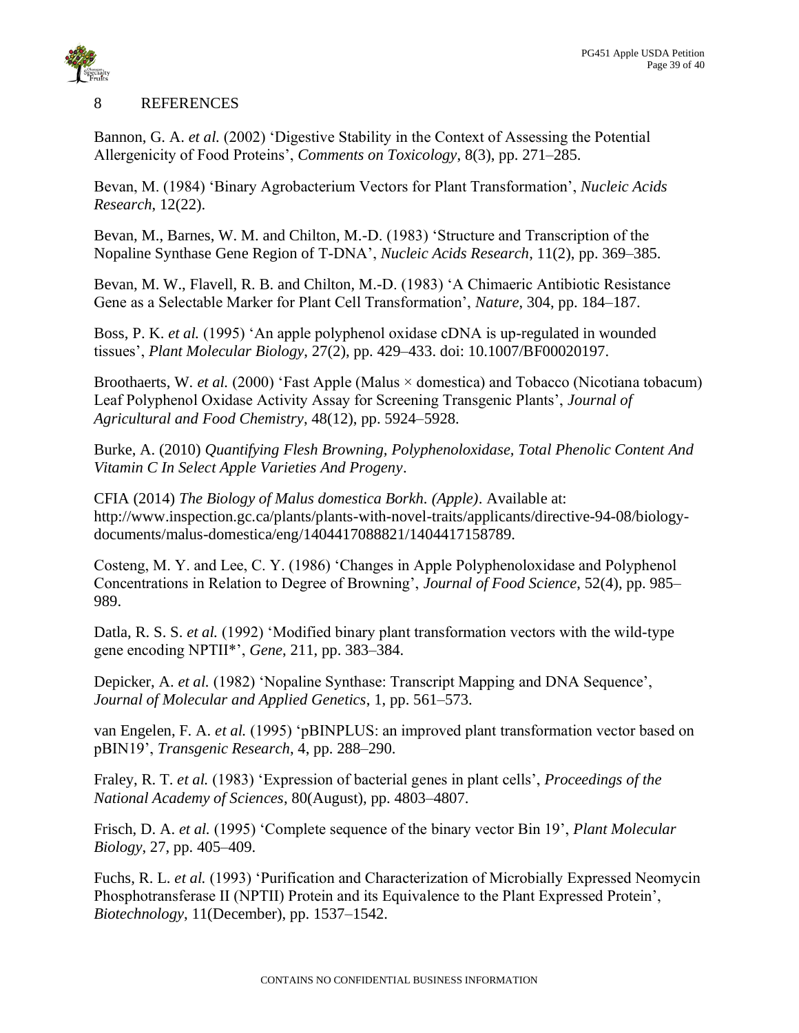## 8 REFERENCES

Bannon, G. A. *et al.* (2002) 'Digestive Stability in the Context of Assessing the Potential Allergenicity of Food Proteins', *Comments on Toxicology*, 8(3), pp. 271–285.

Bevan, M. (1984) 'Binary Agrobacterium Vectors for Plant Transformation', *Nucleic Acids Research*, 12(22).

Bevan, M., Barnes, W. M. and Chilton, M.-D. (1983) 'Structure and Transcription of the Nopaline Synthase Gene Region of T-DNA', *Nucleic Acids Research*, 11(2), pp. 369–385.

Bevan, M. W., Flavell, R. B. and Chilton, M.-D. (1983) 'A Chimaeric Antibiotic Resistance Gene as a Selectable Marker for Plant Cell Transformation', *Nature*, 304, pp. 184–187.

Boss, P. K. *et al.* (1995) 'An apple polyphenol oxidase cDNA is up-regulated in wounded tissues', *Plant Molecular Biology*, 27(2), pp. 429–433. doi: 10.1007/BF00020197.

Broothaerts, W. *et al.* (2000) 'Fast Apple (Malus × domestica) and Tobacco (Nicotiana tobacum) Leaf Polyphenol Oxidase Activity Assay for Screening Transgenic Plants', *Journal of Agricultural and Food Chemistry*, 48(12), pp. 5924–5928.

Burke, A. (2010) *Quantifying Flesh Browning, Polyphenoloxidase, Total Phenolic Content And Vitamin C In Select Apple Varieties And Progeny*.

CFIA (2014) *The Biology of Malus domestica Borkh. (Apple)*. Available at: http://www.inspection.gc.ca/plants/plants-with-novel-traits/applicants/directive-94-08/biology-documents/malus-domestica/eng/1404417088821/1404417158789.

Costeng, M. Y. and Lee, C. Y. (1986) 'Changes in Apple Polyphenoloxidase and Polyphenol Concentrations in Relation to Degree of Browning', *Journal of Food Science*, 52(4), pp. 985–989.

Datla, R. S. S. *et al.* (1992) 'Modified binary plant transformation vectors with the wild-type gene encoding NPTII*', *Gene*, 211, pp. 383–384.

Depicker, A. *et al.* (1982) 'Nopaline Synthase: Transcript Mapping and DNA Sequence', *Journal of Molecular and Applied Genetics*, 1, pp. 561–573.

van Engelen, F. A. *et al.* (1995) 'pBINPLUS: an improved plant transformation vector based on pBIN19', *Transgenic Research*, 4, pp. 288–290.

Fraley, R. T. *et al.* (1983) 'Expression of bacterial genes in plant cells', *Proceedings of the National Academy of Sciences*, 80(August), pp. 4803–4807.

Frisch, D. A. *et al.* (1995) 'Complete sequence of the binary vector Bin 19', *Plant Molecular Biology*, 27, pp. 405–409.

Fuchs, R. L. *et al.* (1993) 'Purification and Characterization of Microbially Expressed Neomycin Phosphotransferase II (NPTII) Protein and its Equivalence to the Plant Expressed Protein', *Biotechnology*, 11(December), pp. 1537–1542.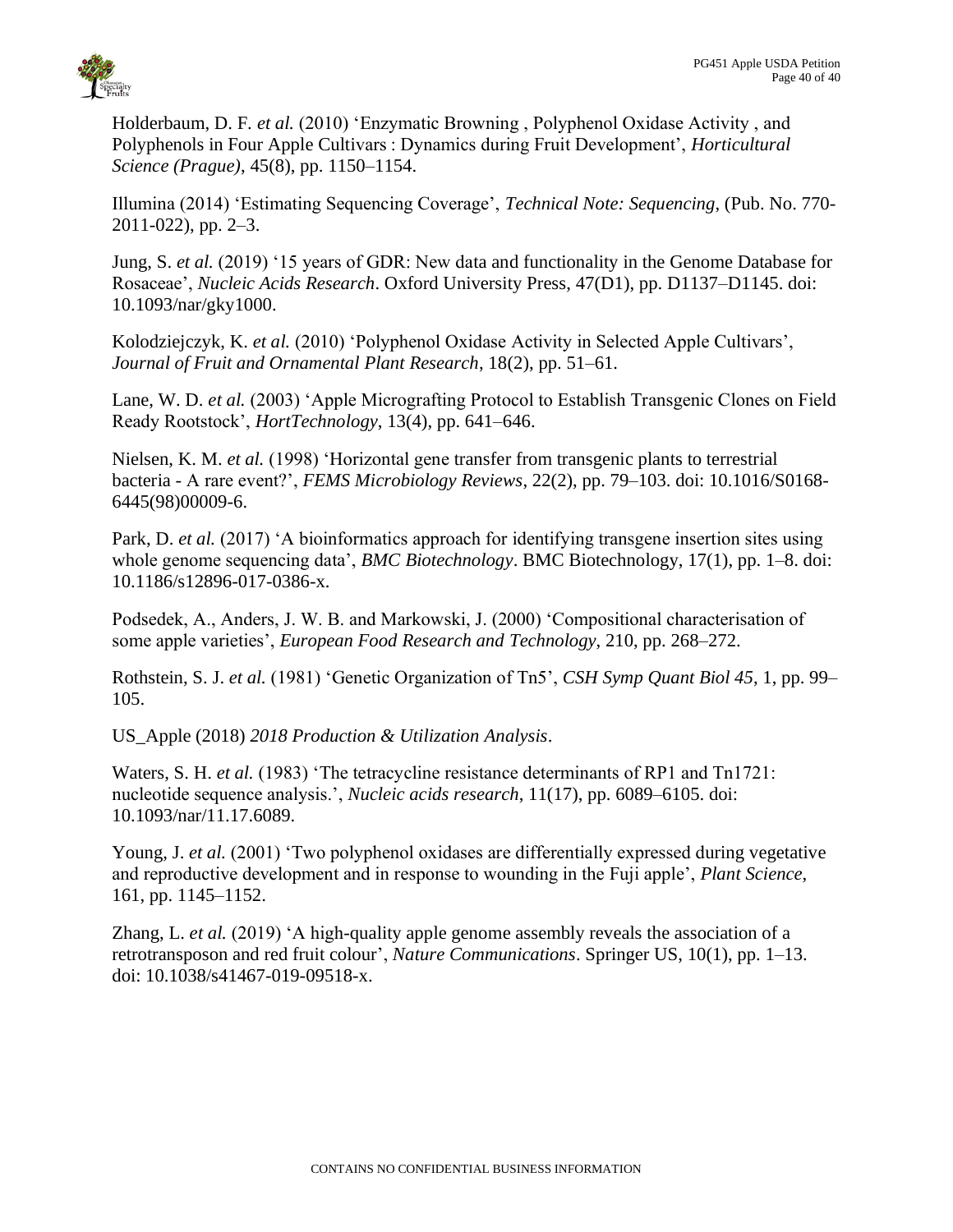Holderbaum, D. F. *et al.* (2010) 'Enzymatic Browning , Polyphenol Oxidase Activity , and Polyphenols in Four Apple Cultivars : Dynamics during Fruit Development', *Horticultural Science (Prague)*, 45(8), pp. 1150–1154.

Illumina (2014) 'Estimating Sequencing Coverage', *Technical Note: Sequencing*, (Pub. No. 770-2011-022), pp. 2–3.

Jung, S. *et al.* (2019) '15 years of GDR: New data and functionality in the Genome Database for Rosaceae', *Nucleic Acids Research*. Oxford University Press, 47(D1), pp. D1137–D1145. doi: 10.1093/nar/gky1000.

Kolodziejczyk, K. *et al.* (2010) 'Polyphenol Oxidase Activity in Selected Apple Cultivars', *Journal of Fruit and Ornamental Plant Research*, 18(2), pp. 51–61.

Lane, W. D. *et al.* (2003) 'Apple Micrografting Protocol to Establish Transgenic Clones on Field Ready Rootstock', *HortTechnology*, 13(4), pp. 641–646.

Nielsen, K. M. *et al.* (1998) 'Horizontal gene transfer from transgenic plants to terrestrial bacteria - A rare event?', *FEMS Microbiology Reviews*, 22(2), pp. 79–103. doi: 10.1016/S0168-6445(98)00009-6.

Park, D. *et al.* (2017) 'A bioinformatics approach for identifying transgene insertion sites using whole genome sequencing data', *BMC Biotechnology*. BMC Biotechnology, 17(1), pp. 1–8. doi: 10.1186/s12896-017-0386-x.

Podsedek, A., Anders, J. W. B. and Markowski, J. (2000) 'Compositional characterisation of some apple varieties', *European Food Research and Technology*, 210, pp. 268–272.

Rothstein, S. J. *et al.* (1981) 'Genetic Organization of Tn5', *CSH Symp Quant Biol 45*, 1, pp. 99–105.

US_Apple (2018) *2018 Production & Utilization Analysis*.

Waters, S. H. *et al.* (1983) 'The tetracycline resistance determinants of RP1 and Tn1721: nucleotide sequence analysis.', *Nucleic acids research*, 11(17), pp. 6089–6105. doi: 10.1093/nar/11.17.6089.

Young, J. *et al.* (2001) 'Two polyphenol oxidases are differentially expressed during vegetative and reproductive development and in response to wounding in the Fuji apple', *Plant Science*, 161, pp. 1145–1152.

Zhang, L. *et al.* (2019) 'A high-quality apple genome assembly reveals the association of a retrotransposon and red fruit colour', *Nature Communications*. Springer US, 10(1), pp. 1–13. doi: 10.1038/s41467-019-09518-x.